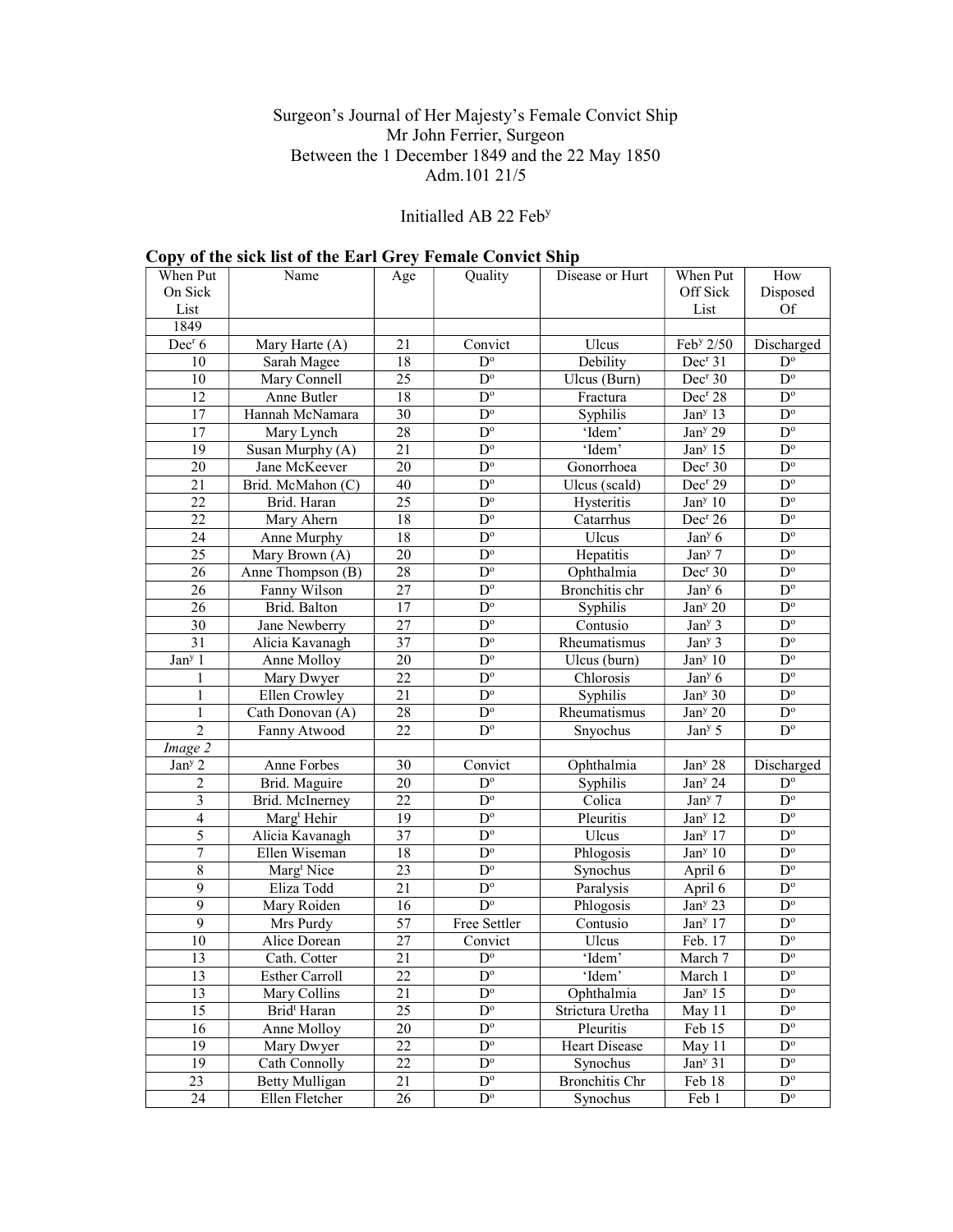Surgeon's Journal of Her Majesty's Female Convict Ship
Mr John Ferrier, Surgeon
Between the 1 December 1849 and the 22 May 1850
Adm.101 21/5

Initialled AB 22 Feb[y]

**Copy of the sick list of the Earl Grey Female Convict Ship**

| When Put On Sick List | Name | Age | Quality | Disease or Hurt | When Put Off Sick List | How Disposed Of |
|---|---|---|---|---|---|---|
| 1849 | | | | | | |
| Dec[r] 6 | Mary Harte (A) | 21 | Convict | Ulcus | Feb[y] 2/50 | Discharged |
| 10 | Sarah Magee | 18 | D[o] | Debility | Dec[r] 31 | D[o] |
| 10 | Mary Connell | 25 | D[o] | Ulcus (Burn) | Dec[r] 30 | D[o] |
| 12 | Anne Butler | 18 | D[o] | Fractura | Dec[r] 28 | D[o] |
| 17 | Hannah McNamara | 30 | D[o] | Syphilis | Jan[y] 13 | D[o] |
| 17 | Mary Lynch | 28 | D[o] | 'Idem' | Jan[y] 29 | D[o] |
| 19 | Susan Murphy (A) | 21 | D[o] | 'Idem' | Jan[y] 15 | D[o] |
| 20 | Jane McKeever | 20 | D[o] | Gonorrhoea | Dec[r] 30 | D[o] |
| 21 | Brid. McMahon (C) | 40 | D[o] | Ulcus (scald) | Dec[r] 29 | D[o] |
| 22 | Brid. Haran | 25 | D[o] | Hysteritis | Jan[y] 10 | D[o] |
| 22 | Mary Ahern | 18 | D[o] | Catarrhus | Dec[r] 26 | D[o] |
| 24 | Anne Murphy | 18 | D[o] | Ulcus | Jan[y] 6 | D[o] |
| 25 | Mary Brown (A) | 20 | D[o] | Hepatitis | Jan[y] 7 | D[o] |
| 26 | Anne Thompson (B) | 28 | D[o] | Ophthalmia | Dec[r] 30 | D[o] |
| 26 | Fanny Wilson | 27 | D[o] | Bronchitis chr | Jan[y] 6 | D[o] |
| 26 | Brid. Balton | 17 | D[o] | Syphilis | Jan[y] 20 | D[o] |
| 30 | Jane Newberry | 27 | D[o] | Contusio | Jan[y] 3 | D[o] |
| 31 | Alicia Kavanagh | 37 | D[o] | Rheumatismus | Jan[y] 3 | D[o] |
| Jan[y] 1 | Anne Molloy | 20 | D[o] | Ulcus (burn) | Jan[y] 10 | D[o] |
| 1 | Mary Dwyer | 22 | D[o] | Chlorosis | Jan[y] 6 | D[o] |
| 1 | Ellen Crowley | 21 | D[o] | Syphilis | Jan[y] 30 | D[o] |
| 1 | Cath Donovan (A) | 28 | D[o] | Rheumatismus | Jan[y] 20 | D[o] |
| 2 | Fanny Atwood | 22 | D[o] | Snyochus | Jan[y] 5 | D[o] |
| *Image 2* | | | | | | |
| Jan[y] 2 | Anne Forbes | 30 | Convict | Ophthalmia | Jan[y] 28 | Discharged |
| 2 | Brid. Maguire | 20 | D[o] | Syphilis | Jan[y] 24 | D[o] |
| 3 | Brid. McInerney | 22 | D[o] | Colica | Jan[y] 7 | D[o] |
| 4 | Marg[t] Hehir | 19 | D[o] | Pleuritis | Jan[y] 12 | D[o] |
| 5 | Alicia Kavanagh | 37 | D[o] | Ulcus | Jan[y] 17 | D[o] |
| 7 | Ellen Wiseman | 18 | D[o] | Phlogosis | Jan[y] 10 | D[o] |
| 8 | Marg[t] Nice | 23 | D[o] | Synochus | April 6 | D[o] |
| 9 | Eliza Todd | 21 | D[o] | Paralysis | April 6 | D[o] |
| 9 | Mary Roiden | 16 | D[o] | Phlogosis | Jan[y] 23 | D[o] |
| 9 | Mrs Purdy | 57 | Free Settler | Contusio | Jan[y] 17 | D[o] |
| 10 | Alice Dorean | 27 | Convict | Ulcus | Feb. 17 | D[o] |
| 13 | Cath. Cotter | 21 | D[o] | 'Idem' | March 7 | D[o] |
| 13 | Esther Carroll | 22 | D[o] | 'Idem' | March 1 | D[o] |
| 13 | Mary Collins | 21 | D[o] | Ophthalmia | Jan[y] 15 | D[o] |
| 15 | Brid[t] Haran | 25 | D[o] | Strictura Uretha | May 11 | D[o] |
| 16 | Anne Molloy | 20 | D[o] | Pleuritis | Feb 15 | D[o] |
| 19 | Mary Dwyer | 22 | D[o] | Heart Disease | May 11 | D[o] |
| 19 | Cath Connolly | 22 | D[o] | Synochus | Jan[y] 31 | D[o] |
| 23 | Betty Mulligan | 21 | D[o] | Bronchitis Chr | Feb 18 | D[o] |
| 24 | Ellen Fletcher | 26 | D[o] | Synochus | Feb 1 | D[o] |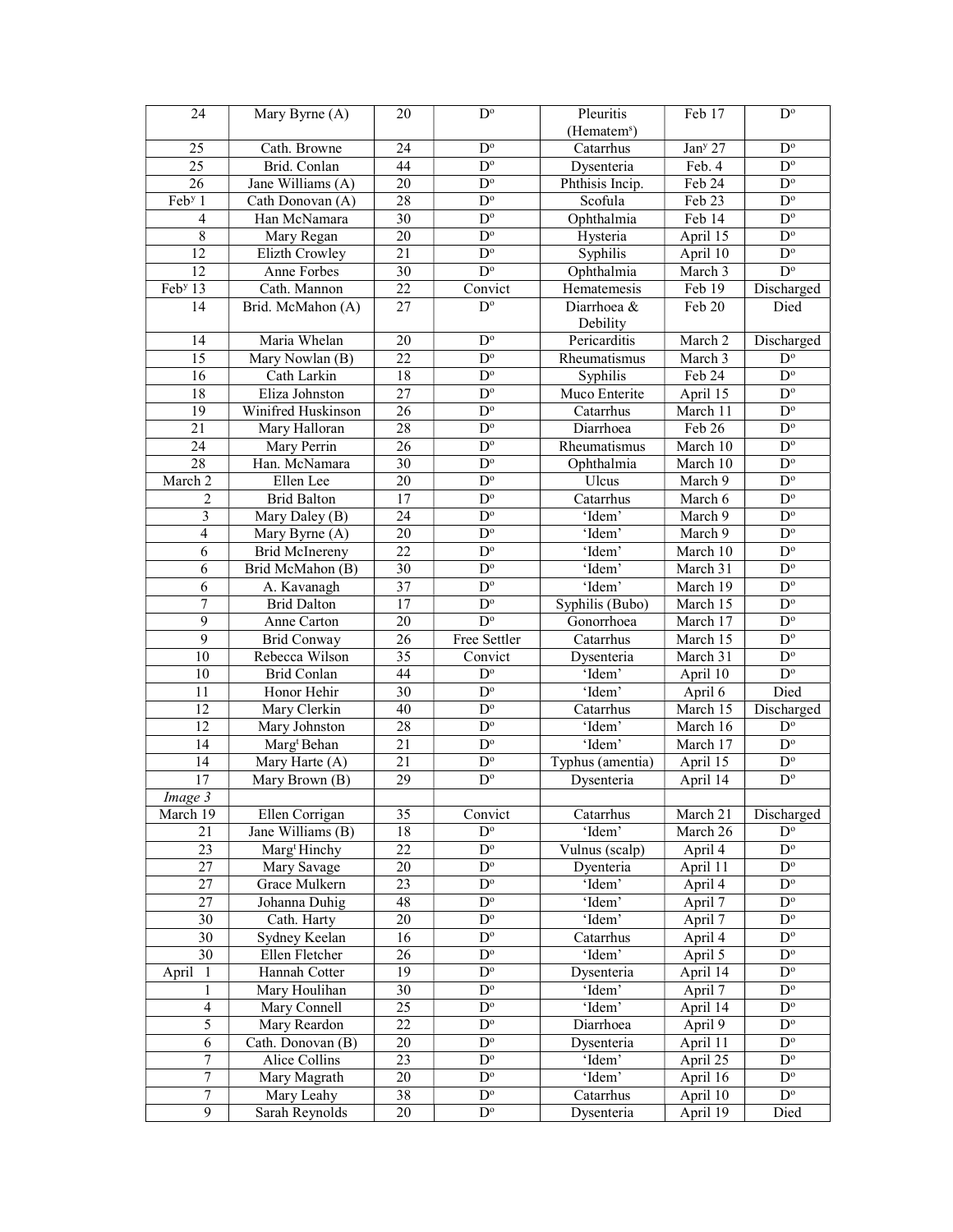| 24 | Mary Byrne (A) | 20 | D$^{o}$ | Pleuritis (Hematem$^{s}$) | Feb 17 | D$^{o}$ |
|---|---|---|---|---|---|---|
| 25 | Cath. Browne | 24 | D$^{o}$ | Catarrhus | Jan$^{y}$ 27 | D$^{o}$ |
| 25 | Brid. Conlan | 44 | D$^{o}$ | Dysenteria | Feb. 4 | D$^{o}$ |
| 26 | Jane Williams (A) | 20 | D$^{o}$ | Phthisis Incip. | Feb 24 | D$^{o}$ |
| Feb$^{y}$ 1 | Cath Donovan (A) | 28 | D$^{o}$ | Scofula | Feb 23 | D$^{o}$ |
| 4 | Han McNamara | 30 | D$^{o}$ | Ophthalmia | Feb 14 | D$^{o}$ |
| 8 | Mary Regan | 20 | D$^{o}$ | Hysteria | April 15 | D$^{o}$ |
| 12 | Elizth Crowley | 21 | D$^{o}$ | Syphilis | April 10 | D$^{o}$ |
| 12 | Anne Forbes | 30 | D$^{o}$ | Ophthalmia | March 3 | D$^{o}$ |
| Feb$^{y}$ 13 | Cath. Mannon | 22 | Convict | Hematemesis | Feb 19 | Discharged |
| 14 | Brid. McMahon (A) | 27 | D$^{o}$ | Diarrhoea & Debility | Feb 20 | Died |
| 14 | Maria Whelan | 20 | D$^{o}$ | Pericarditis | March 2 | Discharged |
| 15 | Mary Nowlan (B) | 22 | D$^{o}$ | Rheumatismus | March 3 | D$^{o}$ |
| 16 | Cath Larkin | 18 | D$^{o}$ | Syphilis | Feb 24 | D$^{o}$ |
| 18 | Eliza Johnston | 27 | D$^{o}$ | Muco Enterite | April 15 | D$^{o}$ |
| 19 | Winifred Huskinson | 26 | D$^{o}$ | Catarrhus | March 11 | D$^{o}$ |
| 21 | Mary Halloran | 28 | D$^{o}$ | Diarrhoea | Feb 26 | D$^{o}$ |
| 24 | Mary Perrin | 26 | D$^{o}$ | Rheumatismus | March 10 | D$^{o}$ |
| 28 | Han. McNamara | 30 | D$^{o}$ | Ophthalmia | March 10 | D$^{o}$ |
| March 2 | Ellen Lee | 20 | D$^{o}$ | Ulcus | March 9 | D$^{o}$ |
| 2 | Brid Balton | 17 | D$^{o}$ | Catarrhus | March 6 | D$^{o}$ |
| 3 | Mary Daley (B) | 24 | D$^{o}$ | 'Idem' | March 9 | D$^{o}$ |
| 4 | Mary Byrne (A) | 20 | D$^{o}$ | 'Idem' | March 9 | D$^{o}$ |
| 6 | Brid McInereny | 22 | D$^{o}$ | 'Idem' | March 10 | D$^{o}$ |
| 6 | Brid McMahon (B) | 30 | D$^{o}$ | 'Idem' | March 31 | D$^{o}$ |
| 6 | A. Kavanagh | 37 | D$^{o}$ | 'Idem' | March 19 | D$^{o}$ |
| 7 | Brid Dalton | 17 | D$^{o}$ | Syphilis (Bubo) | March 15 | D$^{o}$ |
| 9 | Anne Carton | 20 | D$^{o}$ | Gonorrhoea | March 17 | D$^{o}$ |
| 9 | Brid Conway | 26 | Free Settler | Catarrhus | March 15 | D$^{o}$ |
| 10 | Rebecca Wilson | 35 | Convict | Dysenteria | March 31 | D$^{o}$ |
| 10 | Brid Conlan | 44 | D$^{o}$ | 'Idem' | April 10 | D$^{o}$ |
| 11 | Honor Hehir | 30 | D$^{o}$ | 'Idem' | April 6 | Died |
| 12 | Mary Clerkin | 40 | D$^{o}$ | Catarrhus | March 15 | Discharged |
| 12 | Mary Johnston | 28 | D$^{o}$ | 'Idem' | March 16 | D$^{o}$ |
| 14 | Marg$^{t}$ Behan | 21 | D$^{o}$ | 'Idem' | March 17 | D$^{o}$ |
| 14 | Mary Harte (A) | 21 | D$^{o}$ | Typhus (amentia) | April 15 | D$^{o}$ |
| 17 | Mary Brown (B) | 29 | D$^{o}$ | Dysenteria | April 14 | D$^{o}$ |
| *Image 3* | | | | | | |
| March 19 | Ellen Corrigan | 35 | Convict | Catarrhus | March 21 | Discharged |
| 21 | Jane Williams (B) | 18 | D$^{o}$ | 'Idem' | March 26 | D$^{o}$ |
| 23 | Marg$^{t}$ Hinchy | 22 | D$^{o}$ | Vulnus (scalp) | April 4 | D$^{o}$ |
| 27 | Mary Savage | 20 | D$^{o}$ | Dyenteria | April 11 | D$^{o}$ |
| 27 | Grace Mulkern | 23 | D$^{o}$ | 'Idem' | April 4 | D$^{o}$ |
| 27 | Johanna Duhig | 48 | D$^{o}$ | 'Idem' | April 7 | D$^{o}$ |
| 30 | Cath. Harty | 20 | D$^{o}$ | 'Idem' | April 7 | D$^{o}$ |
| 30 | Sydney Keelan | 16 | D$^{o}$ | Catarrhus | April 4 | D$^{o}$ |
| 30 | Ellen Fletcher | 26 | D$^{o}$ | 'Idem' | April 5 | D$^{o}$ |
| April 1 | Hannah Cotter | 19 | D$^{o}$ | Dysenteria | April 14 | D$^{o}$ |
| 1 | Mary Houlihan | 30 | D$^{o}$ | 'Idem' | April 7 | D$^{o}$ |
| 4 | Mary Connell | 25 | D$^{o}$ | 'Idem' | April 14 | D$^{o}$ |
| 5 | Mary Reardon | 22 | D$^{o}$ | Diarrhoea | April 9 | D$^{o}$ |
| 6 | Cath. Donovan (B) | 20 | D$^{o}$ | Dysenteria | April 11 | D$^{o}$ |
| 7 | Alice Collins | 23 | D$^{o}$ | 'Idem' | April 25 | D$^{o}$ |
| 7 | Mary Magrath | 20 | D$^{o}$ | 'Idem' | April 16 | D$^{o}$ |
| 7 | Mary Leahy | 38 | D$^{o}$ | Catarrhus | April 10 | D$^{o}$ |
| 9 | Sarah Reynolds | 20 | D$^{o}$ | Dysenteria | April 19 | Died |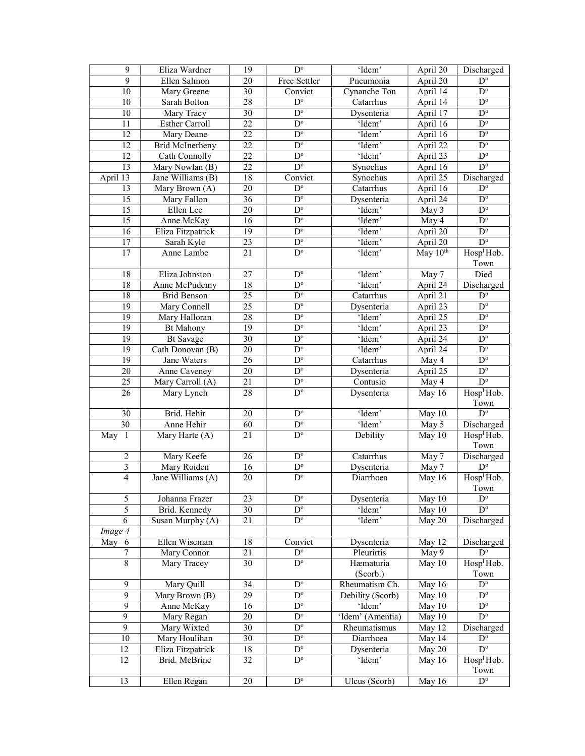| | | | | | | |
|---|---|---|---|---|---|---|
| 9 | Eliza Wardner | 19 | D° | 'Idem' | April 20 | Discharged |
| 9 | Ellen Salmon | 20 | Free Settler | Pneumonia | April 20 | D° |
| 10 | Mary Greene | 30 | Convict | Cynanche Ton | April 14 | D° |
| 10 | Sarah Bolton | 28 | D° | Catarrhus | April 14 | D° |
| 10 | Mary Tracy | 30 | D° | Dysenteria | April 17 | D° |
| 11 | Esther Carroll | 22 | D° | 'Idem' | April 16 | D° |
| 12 | Mary Deane | 22 | D° | 'Idem' | April 16 | D° |
| 12 | Brid McInerheny | 22 | D° | 'Idem' | April 22 | D° |
| 12 | Cath Connolly | 22 | D° | 'Idem' | April 23 | D° |
| 13 | Mary Nowlan (B) | 22 | D° | Synochus | April 16 | D° |
| April 13 | Jane Williams (B) | 18 | Convict | Synochus | April 25 | Discharged |
| 13 | Mary Brown (A) | 20 | D° | Catarrhus | April 16 | D° |
| 15 | Mary Fallon | 36 | D° | Dysenteria | April 24 | D° |
| 15 | Ellen Lee | 20 | D° | 'Idem' | May 3 | D° |
| 15 | Anne McKay | 16 | D° | 'Idem' | May 4 | D° |
| 16 | Eliza Fitzpatrick | 19 | D° | 'Idem' | April 20 | D° |
| 17 | Sarah Kyle | 23 | D° | 'Idem' | April 20 | D° |
| 17 | Anne Lambe | 21 | D° | 'Idem' | May 10th | Hospl Hob. Town |
| 18 | Eliza Johnston | 27 | D° | 'Idem' | May 7 | Died |
| 18 | Anne McPudemy | 18 | D° | 'Idem' | April 24 | Discharged |
| 18 | Brid Benson | 25 | D° | Catarrhus | April 21 | D° |
| 19 | Mary Connell | 25 | D° | Dysenteria | April 23 | D° |
| 19 | Mary Halloran | 28 | D° | 'Idem' | April 25 | D° |
| 19 | Bt Mahony | 19 | D° | 'Idem' | April 23 | D° |
| 19 | Bt Savage | 30 | D° | 'Idem' | April 24 | D° |
| 19 | Cath Donovan (B) | 20 | D° | 'Idem' | April 24 | D° |
| 19 | Jane Waters | 26 | D° | Catarrhus | May 4 | D° |
| 20 | Anne Caveney | 20 | D° | Dysenteria | April 25 | D° |
| 25 | Mary Carroll (A) | 21 | D° | Contusio | May 4 | D° |
| 26 | Mary Lynch | 28 | D° | Dysenteria | May 16 | Hospl Hob. Town |
| 30 | Brid. Hehir | 20 | D° | 'Idem' | May 10 | D° |
| 30 | Anne Hehir | 60 | D° | 'Idem' | May 5 | Discharged |
| May 1 | Mary Harte (A) | 21 | D° | Debility | May 10 | Hospl Hob. Town |
| 2 | Mary Keefe | 26 | D° | Catarrhus | May 7 | Discharged |
| 3 | Mary Roiden | 16 | D° | Dysenteria | May 7 | D° |
| 4 | Jane Williams (A) | 20 | D° | Diarrhoea | May 16 | Hospl Hob. Town |
| 5 | Johanna Frazer | 23 | D° | Dysenteria | May 10 | D° |
| 5 | Brid. Kennedy | 30 | D° | 'Idem' | May 10 | D° |
| 6 | Susan Murphy (A) | 21 | D° | 'Idem' | May 20 | Discharged |
| *Image 4* | | | | | | |
| May 6 | Ellen Wiseman | 18 | Convict | Dysenteria | May 12 | Discharged |
| 7 | Mary Connor | 21 | D° | Pleurirtis | May 9 | D° |
| 8 | Mary Tracey | 30 | D° | Hæmaturia (Scorb.) | May 10 | Hospl Hob. Town |
| 9 | Mary Quill | 34 | D° | Rheumatism Ch. | May 16 | D° |
| 9 | Mary Brown (B) | 29 | D° | Debility (Scorb) | May 10 | D° |
| 9 | Anne McKay | 16 | D° | 'Idem' | May 10 | D° |
| 9 | Mary Regan | 20 | D° | 'Idem' (Amentia) | May 10 | D° |
| 9 | Mary Wixted | 30 | D° | Rheumatismus | May 12 | Discharged |
| 10 | Mary Houlihan | 30 | D° | Diarrhoea | May 14 | D° |
| 12 | Eliza Fitzpatrick | 18 | D° | Dysenteria | May 20 | D° |
| 12 | Brid. McBrine | 32 | D° | 'Idem' | May 16 | Hospl Hob. Town |
| 13 | Ellen Regan | 20 | D° | Ulcus (Scorb) | May 16 | D° |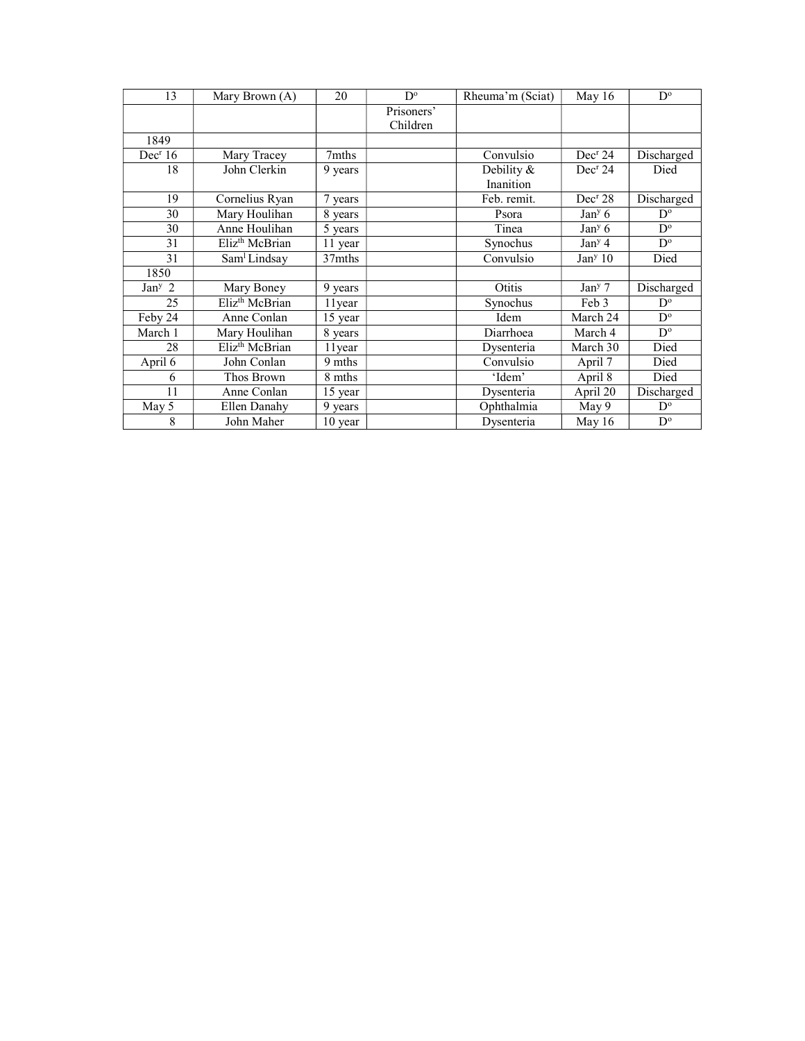| 13 | Mary Brown (A) | 20 | D° | Rheuma'm (Sciat) | May 16 | D° |
|---|---|---|---|---|---|---|
| | | | Prisoners' Children | | | |
| 1849 | | | | | | |
| Dec[r] 16 | Mary Tracey | 7mths | | Convulsio | Dec[r] 24 | Discharged |
| 18 | John Clerkin | 9 years | | Debility & Inanition | Dec[r] 24 | Died |
| 19 | Cornelius Ryan | 7 years | | Feb. remit. | Dec[r] 28 | Discharged |
| 30 | Mary Houlihan | 8 years | | Psora | Jan[y] 6 | D° |
| 30 | Anne Houlihan | 5 years | | Tinea | Jan[y] 6 | D° |
| 31 | Eliz[th] McBrian | 11 year | | Synochus | Jan[y] 4 | D° |
| 31 | Sam[l] Lindsay | 37mths | | Convulsio | Jan[y] 10 | Died |
| 1850 | | | | | | |
| Jan[y] 2 | Mary Boney | 9 years | | Otitis | Jan[y] 7 | Discharged |
| 25 | Eliz[th] McBrian | 11year | | Synochus | Feb 3 | D° |
| Feby 24 | Anne Conlan | 15 year | | Idem | March 24 | D° |
| March 1 | Mary Houlihan | 8 years | | Diarrhoea | March 4 | D° |
| 28 | Eliz[th] McBrian | 11year | | Dysenteria | March 30 | Died |
| April 6 | John Conlan | 9 mths | | Convulsio | April 7 | Died |
| 6 | Thos Brown | 8 mths | | 'Idem' | April 8 | Died |
| 11 | Anne Conlan | 15 year | | Dysenteria | April 20 | Discharged |
| May 5 | Ellen Danahy | 9 years | | Ophthalmia | May 9 | D° |
| 8 | John Maher | 10 year | | Dysenteria | May 16 | D° |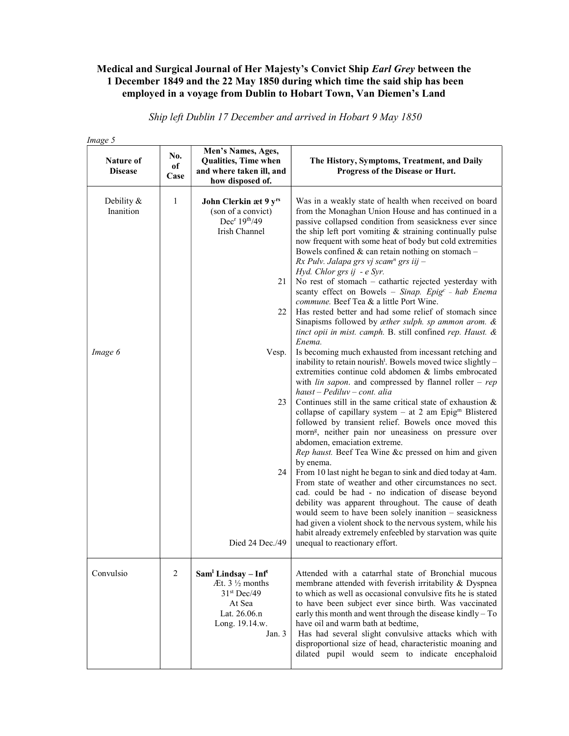**Medical and Surgical Journal of Her Majesty's Convict Ship *Earl Grey* between the 1 December 1849 and the 22 May 1850 during which time the said ship has been employed in a voyage from Dublin to Hobart Town, Van Diemen's Land**

*Ship left Dublin 17 December and arrived in Hobart 9 May 1850*

*Image 5*

| Nature of Disease | No. of Case | Men's Names, Ages, Qualities, Time when and where taken ill, and how disposed of. | The History, Symptoms, Treatment, and Daily Progress of the Disease or Hurt. |
|---|---|---|---|
| Debility & Inanition | 1 | **John Clerkin æt 9 y[rs]** (son of a convict) Dec[r] 19[th]/49 Irish Channel | Was in a weakly state of health when received on board from the Monaghan Union House and has continued in a passive collapsed condition from seasickness ever since the ship left port vomiting & straining continually pulse now frequent with some heat of body but cold extremities Bowels confined & can retain nothing on stomach – *Rx Pulv. Jalapa grs vj scam[n] grs iij – Hyd. Chlor grs ij - e Syr.* |
| | | 21 | No rest of stomach – cathartic rejected yesterday with scanty effect on Bowels – *Sinap. Epig[c] – hab Enema commune.* Beef Tea & a little Port Wine. |
| | | 22 | Has rested better and had some relief of stomach since Sinapisms followed by *æther sulph. sp ammon arom. & tinct opii in mist. camph.* B. still confined *rep. Haust. & Enema.* |
| *Image 6* | | Vesp. | Is becoming much exhausted from incessant retching and inability to retain nourish[t]. Bowels moved twice slightly – extremities continue cold abdomen & limbs embrocated with *lin sapon*. and compressed by flannel roller – *rep haust – Pediluv – cont. alia* |
| | | 23 | Continues still in the same critical state of exhaustion & collapse of capillary system – at 2 am Epig[m] Blistered followed by transient relief. Bowels once moved this morn[g], neither pain nor uneasiness on pressure over abdomen, emaciation extreme. *Rep haust.* Beef Tea Wine &c pressed on him and given by enema. |
| | | 24 Died 24 Dec./49 | From 10 last night he began to sink and died today at 4am. From state of weather and other circumstances no sect. cad. could be had - no indication of disease beyond debility was apparent throughout. The cause of death would seem to have been solely inanition – seasickness had given a violent shock to the nervous system, while his habit already extremely enfeebled by starvation was quite unequal to reactionary effort. |
| Convulsio | 2 | **Sam[l] Lindsay – Inf[t]** Æt. 3 ½ months 31[st] Dec/49 At Sea Lat. 26.06.n Long. 19.14.w. | Attended with a catarrhal state of Bronchial mucous membrane attended with feverish irritability & Dyspnea to which as well as occasional convulsive fits he is stated to have been subject ever since birth. Was vaccinated early this month and went through the disease kindly – To have oil and warm bath at bedtime, |
| | | Jan. 3 | Has had several slight convulsive attacks which with disproportional size of head, characteristic moaning and dilated pupil would seem to indicate encephaloid |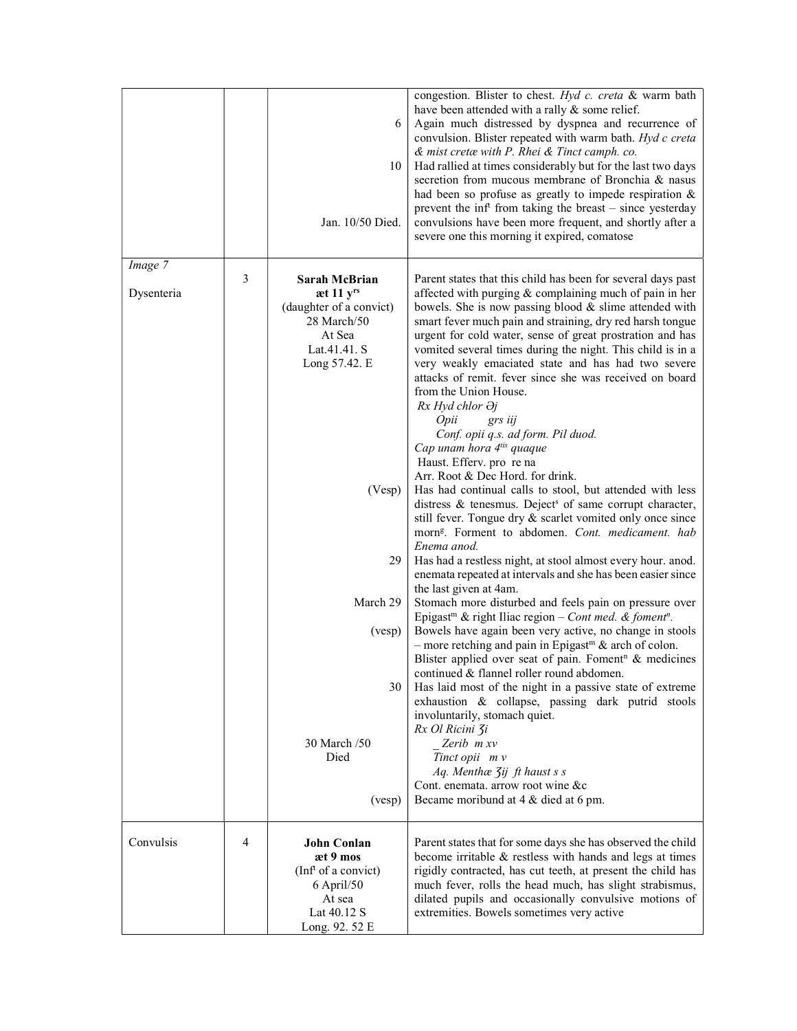| | | | |
|---|---|---|---|
| | | 6<br><br>10<br><br><br>Jan. 10/50 Died. | congestion. Blister to chest. *Hyd c. creta* & warm bath have been attended with a rally & some relief.<br>Again much distressed by dyspnea and recurrence of convulsion. Blister repeated with warm bath. *Hyd c creta & mist cretæ with P. Rhei & Tinct camph. co.*<br>Had rallied at times considerably but for the last two days secretion from mucous membrane of Bronchia & nasus had been so profuse as greatly to impede respiration & prevent the inf[t] from taking the breast – since yesterday convulsions have been more frequent, and shortly after a severe one this morning it expired, comatose |
| *Image 7*<br><br>Dysenteria | 3 | **Sarah McBrian**<br>**æt 11 y[rs]**<br>(daughter of a convict)<br>28 March/50<br>At Sea<br>Lat.41.41. S<br>Long 57.42. E<br><br><br><br><br><br><br><br><br><br><br><br>(Vesp)<br><br><br><br>29<br><br><br>March 29<br><br>(vesp)<br><br><br><br>30<br><br><br><br>30 March /50<br>Died<br><br>(vesp) | Parent states that this child has been for several days past affected with purging & complaining much of pain in her bowels. She is now passing blood & slime attended with smart fever much pain and straining, dry red harsh tongue urgent for cold water, sense of great prostration and has vomited several times during the night. This child is in a very weakly emaciated state and has had two severe attacks of remit. fever since she was received on board from the Union House.<br>*Rx Hyd chlor ∋j*<br>*Opii grs iij*<br>*Conf. opii q.s. ad form. Pil duod.*<br>*Cap unam hora 4[tis] quaque*<br>Haust. Efferv. pro re na<br>Arr. Root & Dec Hord. for drink.<br>Has had continual calls to stool, but attended with less distress & tenesmus. Deject[s] of same corrupt character, still fever. Tongue dry & scarlet vomited only once since morn[g]. Forment to abdomen. *Cont. medicament. hab Enema anod.*<br>Has had a restless night, at stool almost every hour. anod. enemata repeated at intervals and she has been easier since the last given at 4am.<br>Stomach more disturbed and feels pain on pressure over Epigast[m] & right Iliac region – *Cont med. & foment[n].*<br>Bowels have again been very active, no change in stools – more retching and pain in Epigast[m] & arch of colon. Blister applied over seat of pain. Foment[n] & medicines continued & flannel roller round abdomen.<br>Has laid most of the night in a passive state of extreme exhaustion & collapse, passing dark putrid stools involuntarily, stomach quiet.<br>*Rx Ol Ricini ʒi*<br>*_Zerib m xv*<br>*Tinct opii m v*<br>*Aq. Menthæ ʒij ft haust s s*<br>Cont. enemata. arrow root wine &c<br>Became moribund at 4 & died at 6 pm. |
| Convulsis | 4 | **John Conlan**<br>**æt 9 mos**<br>(Inf[t] of a convict)<br>6 April/50<br>At sea<br>Lat 40.12 S<br>Long. 92. 52 E | Parent states that for some days she has observed the child become irritable & restless with hands and legs at times rigidly contracted, has cut teeth, at present the child has much fever, rolls the head much, has slight strabismus, dilated pupils and occasionally convulsive motions of extremities. Bowels sometimes very active |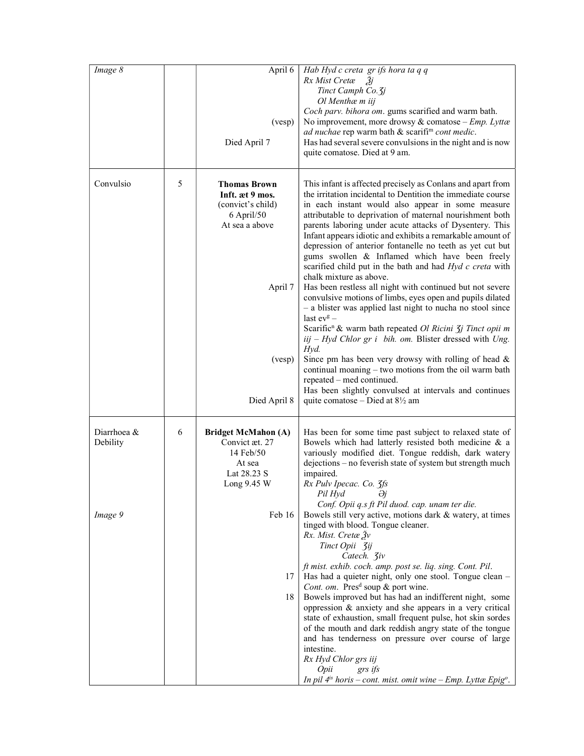| | | | |
|---|---|---|---|
| *Image 8* | | April 6<br><br><br><br><br>(vesp)<br><br>Died April 7 | *Hab Hyd c creta gr ifs hora ta q q*<br>*Rx Mist Cretæ ℥j*<br>*Tinct Camph Co.ʒj*<br>*Ol Menthæ m iij*<br>*Coch parv. bihora om*. gums scarified and warm bath.<br>No improvement, more drowsy & comatose – *Emp. Lyttæ ad nuchae* rep warm bath & scarifi[m] *cont medic*.<br>Has had several severe convulsions in the night and is now quite comatose. Died at 9 am. |
| Convulsio | 5 | **Thomas Brown**<br>**Inft. æt 9 mos.**<br>(convict's child)<br>6 April/50<br>At sea a above<br><br><br><br><br><br><br>April 7<br><br><br><br><br><br><br>(vesp)<br><br><br><br>Died April 8 | This infant is affected precisely as Conlans and apart from the irritation incidental to Dentition the immediate course in each instant would also appear in some measure attributable to deprivation of maternal nourishment both parents laboring under acute attacks of Dysentery. This Infant appears idiotic and exhibits a remarkable amount of depression of anterior fontanelle no teeth as yet cut but gums swollen & Inflamed which have been freely scarified child put in the bath and had *Hyd c creta* with chalk mixture as above.<br>Has been restless all night with continued but not severe convulsive motions of limbs, eyes open and pupils dilated – a blister was applied last night to nucha no stool since last ev[g] –<br>Scarific[n] & warm bath repeated *Ol Ricini ʒj Tinct opii m iij – Hyd Chlor gr i bih. om.* Blister dressed with *Ung. Hyd.*<br>Since pm has been very drowsy with rolling of head & continual moaning – two motions from the oil warm bath repeated – med continued.<br>Has been slightly convulsed at intervals and continues quite comatose – Died at 8½ am |
| Diarrhoea & Debility<br><br><br><br><br><br><br><br><br>*Image 9* | 6 | **Bridget McMahon (A)**<br>Convict æt. 27<br>14 Feb/50<br>At sea<br>Lat 28.23 S<br>Long 9.45 W<br><br><br><br>Feb 16<br><br><br><br><br><br>17<br><br>18 | Has been for some time past subject to relaxed state of Bowels which has latterly resisted both medicine & a variously modified diet. Tongue reddish, dark watery dejections – no feverish state of system but strength much impaired.<br>*Rx Pulv Ipecac. Co. ʒfs*<br>*Pil Hyd ℈j*<br>*Conf. Opii q.s ft Pil duod. cap. unam ter die.*<br>Bowels still very active, motions dark & watery, at times tinged with blood. Tongue cleaner.<br>*Rx. Mist. Cretæ ℥v*<br>*Tinct Opii ʒij*<br>*Catech. ʒiv*<br>*ft mist. exhib. coch. amp. post se. liq. sing. Cont. Pil*.<br>Has had a quieter night, only one stool. Tongue clean – *Cont. om*. Pres[d] soup & port wine.<br>Bowels improved but has had an indifferent night, some oppression & anxiety and she appears in a very critical state of exhaustion, small frequent pulse, hot skin sordes of the mouth and dark reddish angry state of the tongue and has tenderness on pressure over course of large intestine.<br>*Rx Hyd Chlor grs iij*<br>*Opii grs ifs*<br>*In pil 4[is] horis – cont. mist. omit wine – Emp. Lyttæ Epig[o]*. |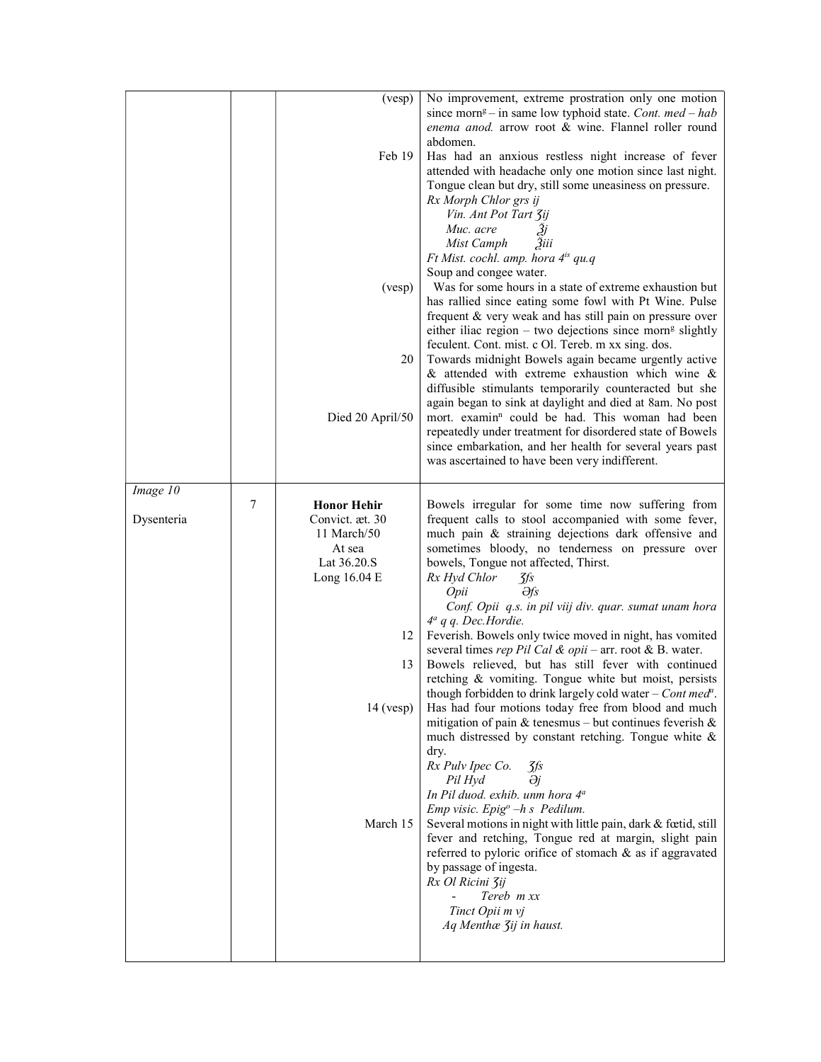| | | | |
|---|---|---|---|
| | | (vesp) | No improvement, extreme prostration only one motion since morn[g] – in same low typhoid state. *Cont. med – hab enema anod.* arrow root & wine. Flannel roller round abdomen. |
| | | Feb 19 | Has had an anxious restless night increase of fever attended with headache only one motion since last night. Tongue clean but dry, still some uneasiness on pressure.<br>*Rx Morph Chlor grs ij*<br>*Vin. Ant Pot Tart ʒij*<br>*Muc. acre ℥j*<br>*Mist Camph ℥iii*<br>*Ft Mist. cochl. amp. hora 4[is] qu.q*<br>Soup and congee water. |
| | | (vesp) | Was for some hours in a state of extreme exhaustion but has rallied since eating some fowl with Pt Wine. Pulse frequent & very weak and has still pain on pressure over either iliac region – two dejections since morn[g] slightly feculent. Cont. mist. c Ol. Tereb. m xx sing. dos. |
| | | 20 | Towards midnight Bowels again became urgently active & attended with extreme exhaustion which wine & diffusible stimulants temporarily counteracted but she again began to sink at daylight and died at 8am. No post |
| | | Died 20 April/50 | mort. examin[n] could be had. This woman had been repeatedly under treatment for disordered state of Bowels since embarkation, and her health for several years past was ascertained to have been very indifferent. |
| *Image 10*<br><br>Dysenteria | 7 | **Honor Hehir**<br>Convict. æt. 30<br>11 March/50<br>At sea<br>Lat 36.20.S<br>Long 16.04 E | Bowels irregular for some time now suffering from frequent calls to stool accompanied with some fever, much pain & straining dejections dark offensive and sometimes bloody, no tenderness on pressure over bowels, Tongue not affected, Thirst.<br>*Rx Hyd Chlor ʒfs*<br>*Opii ∂fs*<br>*Conf. Opii q.s. in pil viij div. quar. sumat unam hora 4[a] q q. Dec.Hordie.* |
| | | 12 | Feverish. Bowels only twice moved in night, has vomited several times *rep Pil Cal & opii* – arr. root & B. water. |
| | | 13 | Bowels relieved, but has still fever with continued retching & vomiting. Tongue white but moist, persists though forbidden to drink largely cold water – *Cont med[a]*. |
| | | 14 (vesp) | Has had four motions today free from blood and much mitigation of pain & tenesmus – but continues feverish & much distressed by constant retching. Tongue white & dry.<br>*Rx Pulv Ipec Co. ʒfs*<br>*Pil Hyd ∂j*<br>*In Pil duod. exhib. unm hora 4[a]*<br>*Emp visic. Epig[o] –h s Pedilum.* |
| | | March 15 | Several motions in night with little pain, dark & fœtid, still fever and retching, Tongue red at margin, slight pain referred to pyloric orifice of stomach & as if aggravated by passage of ingesta.<br>*Rx Ol Ricini ʒij*<br>*- Tereb m xx*<br>*Tinct Opii m vj*<br>*Aq Menthæ ʒij in haust.* |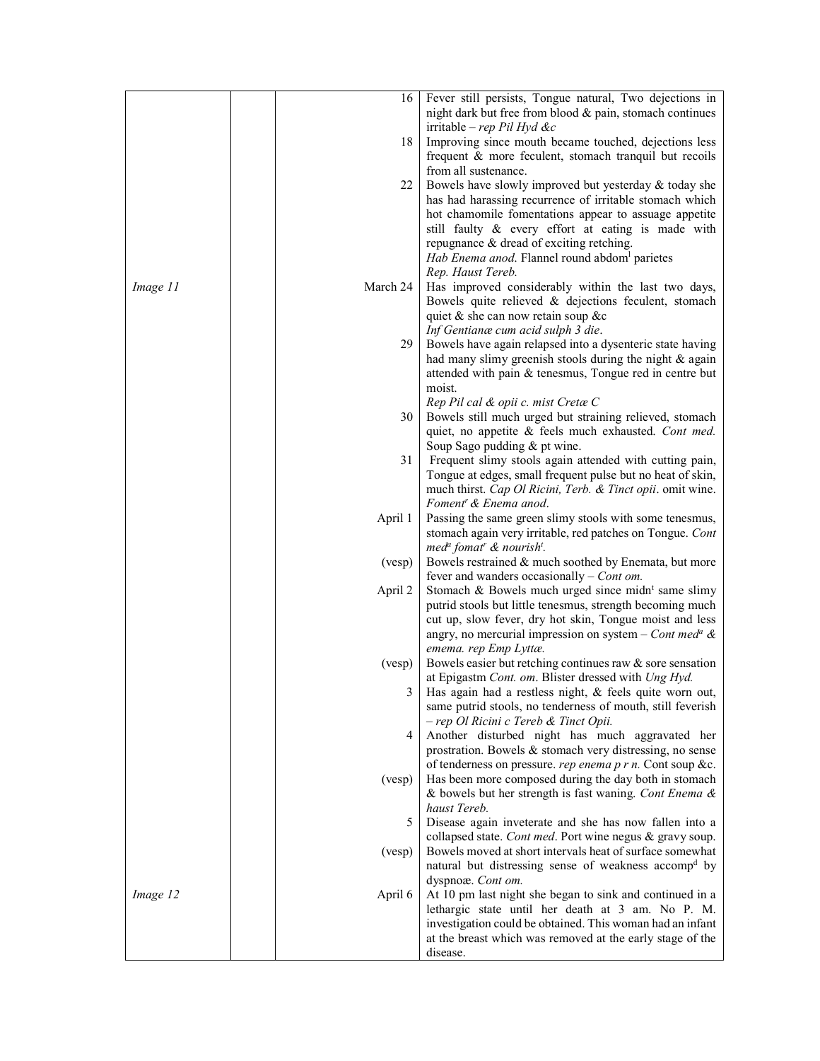| | | | |
|---|---|---|---|
| | | 16 | Fever still persists, Tongue natural, Two dejections in night dark but free from blood & pain, stomach continues irritable – *rep Pil Hyd &c* |
| | | 18 | Improving since mouth became touched, dejections less frequent & more feculent, stomach tranquil but recoils from all sustenance. |
| | | 22 | Bowels have slowly improved but yesterday & today she has had harassing recurrence of irritable stomach which hot chamomile fomentations appear to assuage appetite still faulty & every effort at eating is made with repugnance & dread of exciting retching. *Hab Enema anod*. Flannel round abdom[l] parietes *Rep. Haust Tereb.* |
| *Image 11* | | March 24 | Has improved considerably within the last two days, Bowels quite relieved & dejections feculent, stomach quiet & she can now retain soup &c *Inf Gentianæ cum acid sulph 3 die*. |
| | | 29 | Bowels have again relapsed into a dysenteric state having had many slimy greenish stools during the night & again attended with pain & tenesmus, Tongue red in centre but moist. *Rep Pil cal & opii c. mist Cretæ C* |
| | | 30 | Bowels still much urged but straining relieved, stomach quiet, no appetite & feels much exhausted. *Cont med.* Soup Sago pudding & pt wine. |
| | | 31 | Frequent slimy stools again attended with cutting pain, Tongue at edges, small frequent pulse but no heat of skin, much thirst. *Cap Ol Ricini, Terb. & Tinct opii*. omit wine. *Foment[r] & Enema anod*. |
| | | April 1 | Passing the same green slimy stools with some tenesmus, stomach again very irritable, red patches on Tongue. *Cont med[a] fomat[r] & nourish[t].* |
| | | (vesp) | Bowels restrained & much soothed by Enemata, but more fever and wanders occasionally – *Cont om.* |
| | | April 2 | Stomach & Bowels much urged since midn[t] same slimy putrid stools but little tenesmus, strength becoming much cut up, slow fever, dry hot skin, Tongue moist and less angry, no mercurial impression on system – *Cont med[a] & emema. rep Emp Lyttæ.* |
| | | (vesp) | Bowels easier but retching continues raw & sore sensation at Epigastm *Cont. om*. Blister dressed with *Ung Hyd.* |
| | | 3 | Has again had a restless night, & feels quite worn out, same putrid stools, no tenderness of mouth, still feverish – *rep Ol Ricini c Tereb & Tinct Opii.* |
| | | 4 | Another disturbed night has much aggravated her prostration. Bowels & stomach very distressing, no sense of tenderness on pressure. *rep enema p r n.* Cont soup &c. |
| | | (vesp) | Has been more composed during the day both in stomach & bowels but her strength is fast waning. *Cont Enema & haust Tereb.* |
| | | 5 | Disease again inveterate and she has now fallen into a collapsed state. *Cont med*. Port wine negus & gravy soup. |
| | | (vesp) | Bowels moved at short intervals heat of surface somewhat natural but distressing sense of weakness accomp[d] by dyspnoæ. *Cont om.* |
| *Image 12* | | April 6 | At 10 pm last night she began to sink and continued in a lethargic state until her death at 3 am. No P. M. investigation could be obtained. This woman had an infant at the breast which was removed at the early stage of the disease. |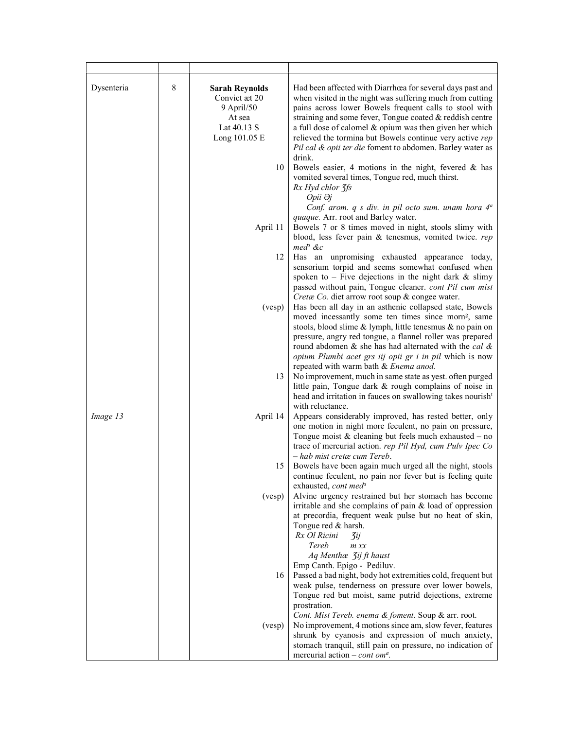| | | | |
|---|---|---|---|
| Dysenteria | 8 | **Sarah Reynolds** Convict æt 20 9 April/50 At sea Lat 40.13 S Long 101.05 E | Had been affected with Diarrhœa for several days past and when visited in the night was suffering much from cutting pains across lower Bowels frequent calls to stool with straining and some fever, Tongue coated & reddish centre a full dose of calomel & opium was then given her which relieved the tormina but Bowels continue very active *rep Pil cal & opii ter die* foment to abdomen. Barley water as drink. |
| | | 10 | Bowels easier, 4 motions in the night, fevered & has vomited several times, Tongue red, much thirst. *Rx Hyd chlor ʒfs Opii ∂j Conf. arom. q s div. in pil octo sum. unam hora 4[a] quaque.* Arr. root and Barley water. |
| | | April 11 | Bowels 7 or 8 times moved in night, stools slimy with blood, less fever pain & tenesmus, vomited twice. *rep med[a] &c* |
| | | 12 | Has an unpromising exhausted appearance today, sensorium torpid and seems somewhat confused when spoken to – Five dejections in the night dark & slimy passed without pain, Tongue cleaner. *cont Pil cum mist Cretæ Co.* diet arrow root soup & congee water. |
| | | (vesp) | Has been all day in an asthenic collapsed state, Bowels moved incessantly some ten times since morn[g], same stools, blood slime & lymph, little tenesmus & no pain on pressure, angry red tongue, a flannel roller was prepared round abdomen & she has had alternated with the *cal & opium Plumbi acet grs iij opii gr i in pil* which is now repeated with warm bath & *Enema anod.* |
| | | 13 | No improvement, much in same state as yest. often purged little pain, Tongue dark & rough complains of noise in head and irritation in fauces on swallowing takes nourish[t] with reluctance. |
| *Image 13* | | April 14 | Appears considerably improved, has rested better, only one motion in night more feculent, no pain on pressure, Tongue moist & cleaning but feels much exhausted – no trace of mercurial action. *rep Pil Hyd, cum Pulv Ipec Co – hab mist cretæ cum Tereb*. |
| | | 15 | Bowels have been again much urged all the night, stools continue feculent, no pain nor fever but is feeling quite exhausted, *cont med[a]* |
| | | (vesp) | Alvine urgency restrained but her stomach has become irritable and she complains of pain & load of oppression at precordia, frequent weak pulse but no heat of skin, Tongue red & harsh. *Rx Ol Ricini ʒij Tereb m xx Aq Menthæ ʒij ft haust* Emp Canth. Epigo - Pediluv. |
| | | 16 | Passed a bad night, body hot extremities cold, frequent but weak pulse, tenderness on pressure over lower bowels, Tongue red but moist, same putrid dejections, extreme prostration. *Cont. Mist Tereb. enema & foment.* Soup & arr. root. |
| | | (vesp) | No improvement, 4 motions since am, slow fever, features shrunk by cyanosis and expression of much anxiety, stomach tranquil, still pain on pressure, no indication of mercurial action – *cont om[a]*. |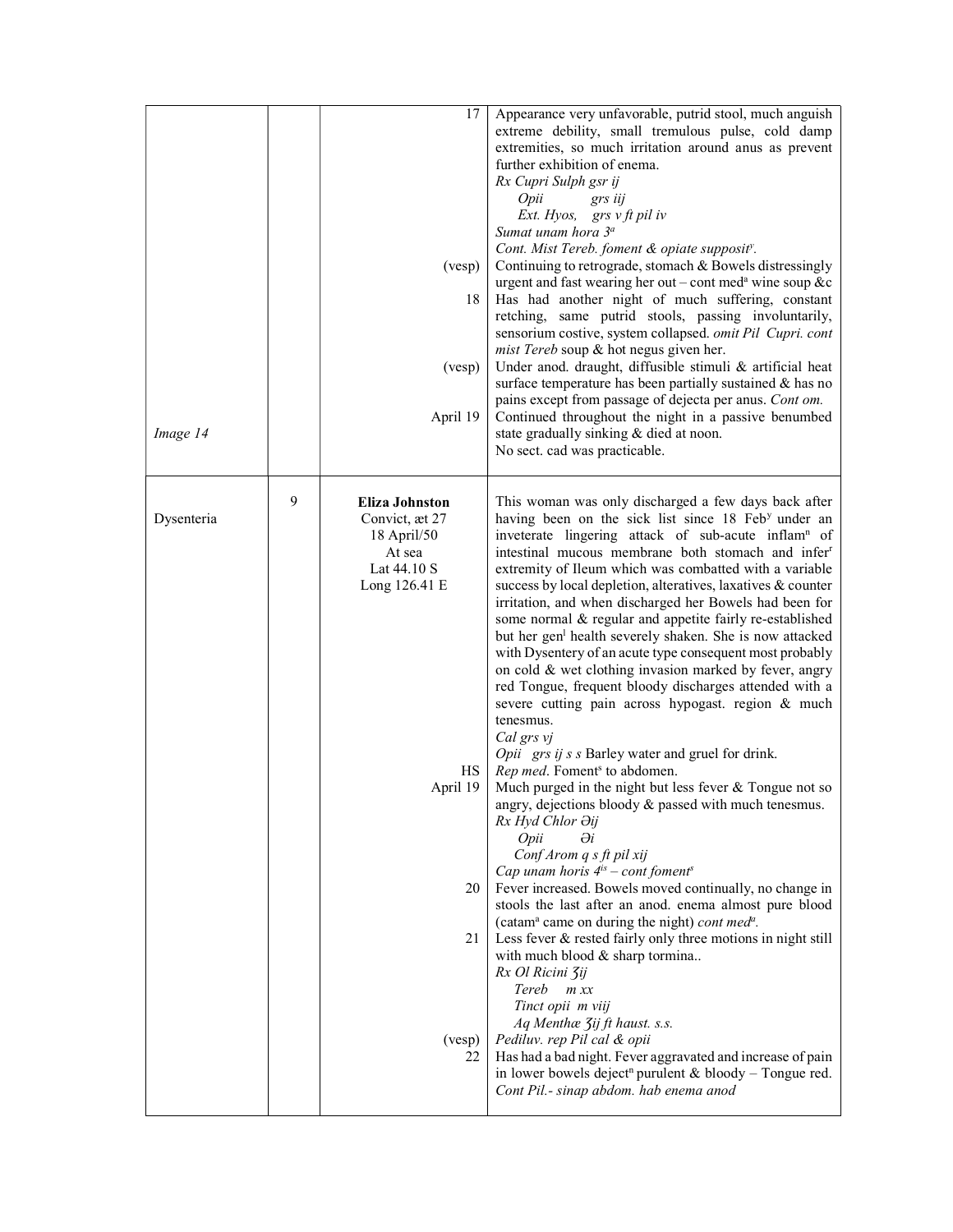| | | | |
|---|---|---|---|
| | | 17 | Appearance very unfavorable, putrid stool, much anguish extreme debility, small tremulous pulse, cold damp extremities, so much irritation around anus as prevent further exhibition of enema.<br>*Rx Cupri Sulph gsr ij*<br>*Opii grs iij*<br>*Ext. Hyos, grs v ft pil iv*<br>*Sumat unam hora 3ª*<br>*Cont. Mist Tereb. foment & opiate suppositʸ.* |
| | | (vesp) | Continuing to retrograde, stomach & Bowels distressingly urgent and fast wearing her out – cont medª wine soup &c |
| | | 18 | Has had another night of much suffering, constant retching, same putrid stools, passing involuntarily, sensorium costive, system collapsed. *omit Pil Cupri. cont mist Tereb* soup & hot negus given her. |
| | | (vesp) | Under anod. draught, diffusible stimuli & artificial heat surface temperature has been partially sustained & has no pains except from passage of dejecta per anus. *Cont om.* |
| *Image 14* | | April 19 | Continued throughout the night in a passive benumbed state gradually sinking & died at noon.<br>No sect. cad was practicable. |
| Dysenteria | 9 | **Eliza Johnston**<br>Convict, æt 27<br>18 April/50<br>At sea<br>Lat 44.10 S<br>Long 126.41 E | This woman was only discharged a few days back after having been on the sick list since 18 Febʸ under an inveterate lingering attack of sub-acute inflamⁿ of intestinal mucous membrane both stomach and inferʳ extremity of Ileum which was combatted with a variable success by local depletion, alteratives, laxatives & counter irritation, and when discharged her Bowels had been for some normal & regular and appetite fairly re-established but her genˡ health severely shaken. She is now attacked with Dysentery of an acute type consequent most probably on cold & wet clothing invasion marked by fever, angry red Tongue, frequent bloody discharges attended with a severe cutting pain across hypogast. region & much tenesmus.<br>*Cal grs vj*<br>*Opii grs ij s s* Barley water and gruel for drink. |
| | | HS | *Rep med*. Fomentˢ to abdomen. |
| | | April 19 | Much purged in the night but less fever & Tongue not so angry, dejections bloody & passed with much tenesmus.<br>*Rx Hyd Chlor ℈ij*<br>*Opii ℈i*<br>*Conf Arom q s ft pil xij*<br>*Cap unam horis 4ᵗⁱˢ – cont fomentˢ* |
| | | 20 | Fever increased. Bowels moved continually, no change in stools the last after an anod. enema almost pure blood (catamª came on during the night) *cont medª.* |
| | | 21 | Less fever & rested fairly only three motions in night still with much blood & sharp tormina..<br>*Rx Ol Ricini ℥ij*<br>*Tereb m xx*<br>*Tinct opii m viij*<br>*Aq Menthæ ℥ij ft haust. s.s.* |
| | | (vesp) | *Pediluv. rep Pil cal & opii* |
| | | 22 | Has had a bad night. Fever aggravated and increase of pain in lower bowels dejectⁿ purulent & bloody – Tongue red.<br>*Cont Pil.- sinap abdom. hab enema anod* |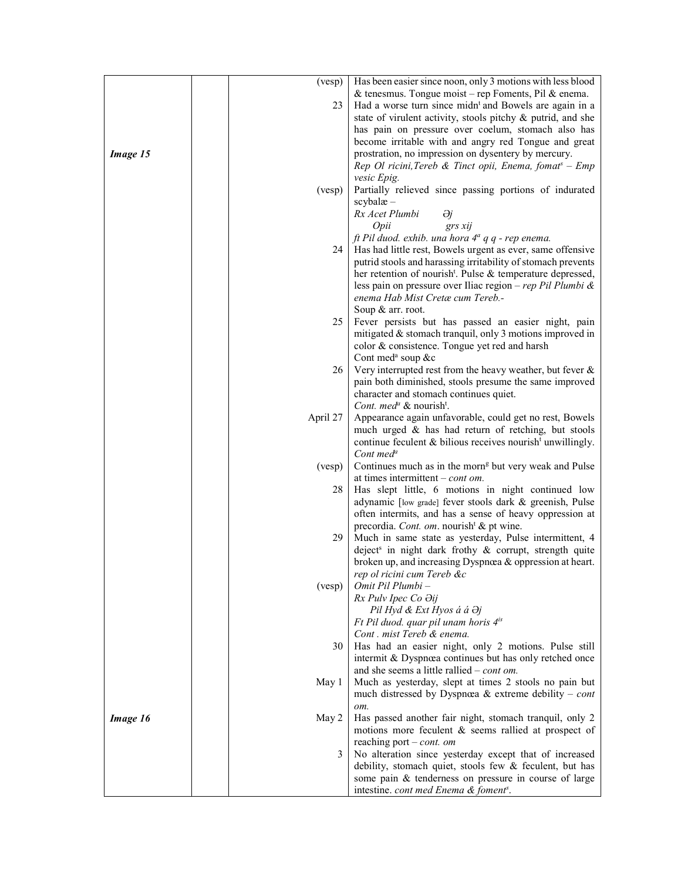| | | | | |
|---|---|---|---|---|
| | | | (vesp) | Has been easier since noon, only 3 motions with less blood & tenesmus. Tongue moist – rep Foments, Pil & enema. |
| | | | 23 | Had a worse turn since midn[t] and Bowels are again in a state of virulent activity, stools pitchy & putrid, and she has pain on pressure over coelum, stomach also has become irritable with and angry red Tongue and great prostration, no impression on dysentery by mercury. *Rep Ol ricini,Tereb & Tinct opii, Enema, fomat[s] – Emp vesic Epig.* |
| ***Image 15*** | | | | |
| | | | (vesp) | Partially relieved since passing portions of indurated scybalæ – *Rx Acet Plumbi ℈j* *Opii grs xij* *ft Pil duod. exhib. una hora 4[a] q q - rep enema.* |
| | | | 24 | Has had little rest, Bowels urgent as ever, same offensive putrid stools and harassing irritability of stomach prevents her retention of nourish[t]. Pulse & temperature depressed, less pain on pressure over Iliac region – *rep Pil Plumbi & enema Hab Mist Cretæ cum Tereb.-* Soup & arr. root. |
| | | | 25 | Fever persists but has passed an easier night, pain mitigated & stomach tranquil, only 3 motions improved in color & consistence. Tongue yet red and harsh Cont med[a] soup &c |
| | | | 26 | Very interrupted rest from the heavy weather, but fever & pain both diminished, stools presume the same improved character and stomach continues quiet. *Cont. med[a]* & nourish[t]. |
| | | | April 27 | Appearance again unfavorable, could get no rest, Bowels much urged & has had return of retching, but stools continue feculent & bilious receives nourish[t] unwillingly. *Cont med[a]* |
| | | | (vesp) | Continues much as in the morn[g] but very weak and Pulse at times intermittent – *cont om.* |
| | | | 28 | Has slept little, 6 motions in night continued low adynamic [low grade] fever stools dark & greenish, Pulse often intermits, and has a sense of heavy oppression at precordia. *Cont. om*. nourish[t] & pt wine. |
| | | | 29 | Much in same state as yesterday, Pulse intermittent, 4 deject[s] in night dark frothy & corrupt, strength quite broken up, and increasing Dyspnœa & oppression at heart. *rep ol ricini cum Tereb &c* |
| | | | (vesp) | *Omit Pil Plumbi –* *Rx Pulv Ipec Co ℈ij* *Pil Hyd & Ext Hyos á á ℈j* *Ft Pil duod. quar pil unam horis 4[is]* *Cont . mist Tereb & enema.* |
| | | | 30 | Has had an easier night, only 2 motions. Pulse still intermit & Dyspnœa continues but has only retched once and she seems a little rallied – *cont om.* |
| | | | May 1 | Much as yesterday, slept at times 2 stools no pain but much distressed by Dyspnœa & extreme debility – *cont om.* |
| ***Image 16*** | | | May 2 | Has passed another fair night, stomach tranquil, only 2 motions more feculent & seems rallied at prospect of reaching port – *cont. om* |
| | | | 3 | No alteration since yesterday except that of increased debility, stomach quiet, stools few & feculent, but has some pain & tenderness on pressure in course of large intestine. *cont med Enema & foment[s].* |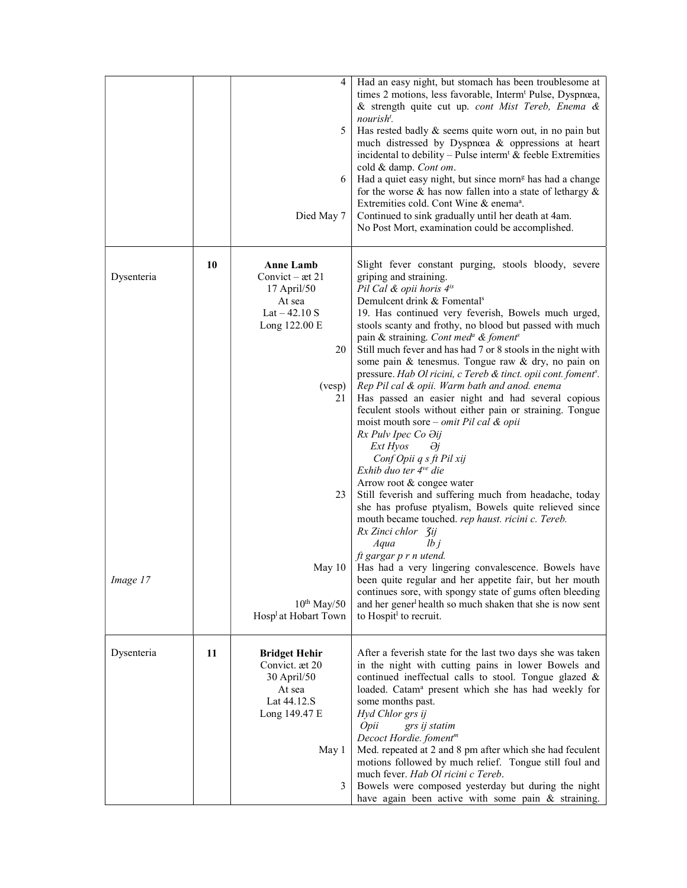| | | | |
|---|---|---|---|
| | | 4 | Had an easy night, but stomach has been troublesome at times 2 motions, less favorable, Interm[t] Pulse, Dyspnœa, & strength quite cut up. *cont Mist Tereb, Enema & nourish[t].* |
| | | 5 | Has rested badly & seems quite worn out, in no pain but much distressed by Dyspnœa & oppressions at heart incidental to debility – Pulse interm[t] & feeble Extremities cold & damp. *Cont om*. |
| | | 6 | Had a quiet easy night, but since morn[g] has had a change for the worse & has now fallen into a state of lethargy & Extremities cold. Cont Wine & enema[a]. |
| | | Died May 7 | Continued to sink gradually until her death at 4am. No Post Mort, examination could be accomplished. |
| Dysenteria | 10 | **Anne Lamb** Convict – æt 21 17 April/50 At sea Lat – 42.10 S Long 122.00 E | Slight fever constant purging, stools bloody, severe griping and straining. *Pil Cal & opii horis 4[is]* Demulcent drink & Fomental[s] 19. Has continued very feverish, Bowels much urged, stools scanty and frothy, no blood but passed with much pain & straining. *Cont med[a] & foment[s]* |
| | | 20 | Still much fever and has had 7 or 8 stools in the night with some pain & tenesmus. Tongue raw & dry, no pain on pressure. *Hab Ol ricini, c Tereb & tinct. opii cont. foment[s].* |
| | | (vesp) | *Rep Pil cal & opii. Warm bath and anod. enema* |
| | | 21 | Has passed an easier night and had several copious feculent stools without either pain or straining. Tongue moist mouth sore – *omit Pil cal & opii* *Rx Pulv Ipec Co ℈ij* *Ext Hyos ℈j* *Conf Opii q s ft Pil xij* *Exhib duo ter 4[ve] die* Arrow root & congee water |
| | | 23 | Still feverish and suffering much from headache, today she has profuse ptyalism, Bowels quite relieved since mouth became touched. *rep haust. ricini c. Tereb.* *Rx Zinci chlor ʒij* *Aqua lb j* *ft gargar p r n utend.* |
| Image 17 | | May 10 10[th] May/50 Hosp[l] at Hobart Town | Has had a very lingering convalescence. Bowels have been quite regular and her appetite fair, but her mouth continues sore, with spongy state of gums often bleeding and her gener[l] health so much shaken that she is now sent to Hospit[l] to recruit. |
| Dysenteria | 11 | **Bridget Hehir** Convict. æt 20 30 April/50 At sea Lat 44.12.S Long 149.47 E | After a feverish state for the last two days she was taken in the night with cutting pains in lower Bowels and continued ineffectual calls to stool. Tongue glazed & loaded. Catam[a] present which she has had weekly for some months past. *Hyd Chlor grs ij* *Opii grs ij statim* *Decoct Hordie. foment[m]* |
| | | May 1 | Med. repeated at 2 and 8 pm after which she had feculent motions followed by much relief. Tongue still foul and much fever. *Hab Ol ricini c Tereb*. |
| | | 3 | Bowels were composed yesterday but during the night have again been active with some pain & straining. |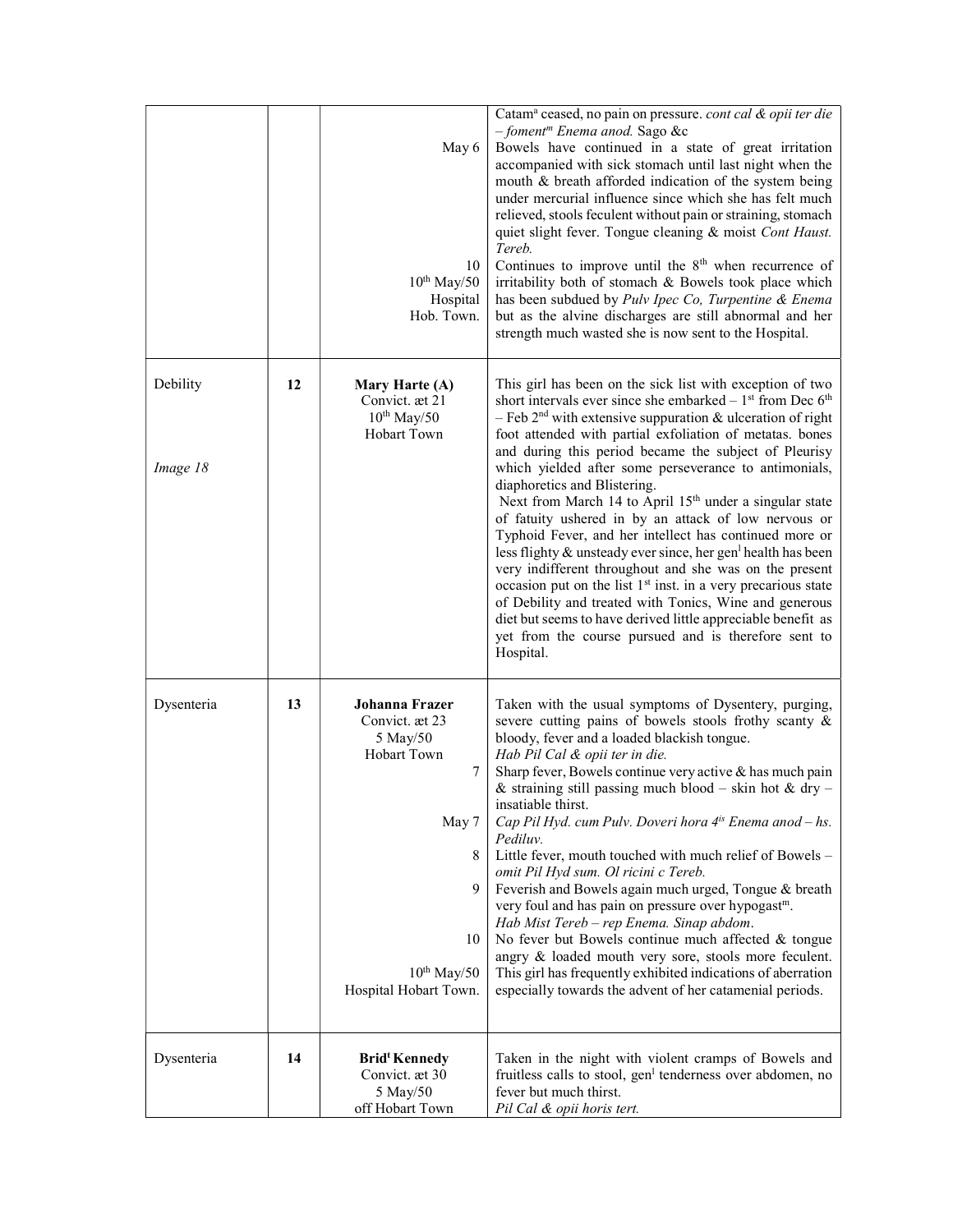| | | | |
|---|---|---|---|
| | | May 6<br><br><br><br><br><br><br>10<br>10th May/50<br>Hospital<br>Hob. Town. | Catam[a] ceased, no pain on pressure. *cont cal & opii ter die – foment[m] Enema anod.* Sago &c<br>Bowels have continued in a state of great irritation accompanied with sick stomach until last night when the mouth & breath afforded indication of the system being under mercurial influence since which she has felt much relieved, stools feculent without pain or straining, stomach quiet slight fever. Tongue cleaning & moist *Cont Haust. Tereb.*<br>Continues to improve until the 8th when recurrence of irritability both of stomach & Bowels took place which has been subdued by *Pulv Ipec Co, Turpentine & Enema* but as the alvine discharges are still abnormal and her strength much wasted she is now sent to the Hospital. |
| Debility<br><br><br>*Image 18* | **12** | **Mary Harte (A)**<br>Convict. æt 21<br>10th May/50<br>Hobart Town | This girl has been on the sick list with exception of two short intervals ever since she embarked – 1st from Dec 6th – Feb 2nd with extensive suppuration & ulceration of right foot attended with partial exfoliation of metatas. bones and during this period became the subject of Pleurisy which yielded after some perseverance to antimonials, diaphoretics and Blistering.<br>Next from March 14 to April 15th under a singular state of fatuity ushered in by an attack of low nervous or Typhoid Fever, and her intellect has continued more or less flighty & unsteady ever since, her gen[l] health has been very indifferent throughout and she was on the present occasion put on the list 1st inst. in a very precarious state of Debility and treated with Tonics, Wine and generous diet but seems to have derived little appreciable benefit as yet from the course pursued and is therefore sent to Hospital. |
| Dysenteria | **13** | **Johanna Frazer**<br>Convict. æt 23<br>5 May/50<br>Hobart Town<br>7<br><br><br>May 7<br><br>8<br><br>9<br><br><br>10<br><br>10th May/50<br>Hospital Hobart Town. | Taken with the usual symptoms of Dysentery, purging, severe cutting pains of bowels stools frothy scanty & bloody, fever and a loaded blackish tongue.<br>*Hab Pil Cal & opii ter in die.*<br>Sharp fever, Bowels continue very active & has much pain & straining still passing much blood – skin hot & dry – insatiable thirst.<br>*Cap Pil Hyd. cum Pulv. Doveri hora 4is Enema anod – hs. Pediluv.*<br>Little fever, mouth touched with much relief of Bowels – *omit Pil Hyd sum. Ol ricini c Tereb.*<br>Feverish and Bowels again much urged, Tongue & breath very foul and has pain on pressure over hypogast[m].<br>*Hab Mist Tereb – rep Enema. Sinap abdom.*<br>No fever but Bowels continue much affected & tongue angry & loaded mouth very sore, stools more feculent. This girl has frequently exhibited indications of aberration especially towards the advent of her catamenial periods. |
| Dysenteria | **14** | **Brid[t] Kennedy**<br>Convict. æt 30<br>5 May/50<br>off Hobart Town | Taken in the night with violent cramps of Bowels and fruitless calls to stool, gen[l] tenderness over abdomen, no fever but much thirst.<br>*Pil Cal & opii horis tert.* |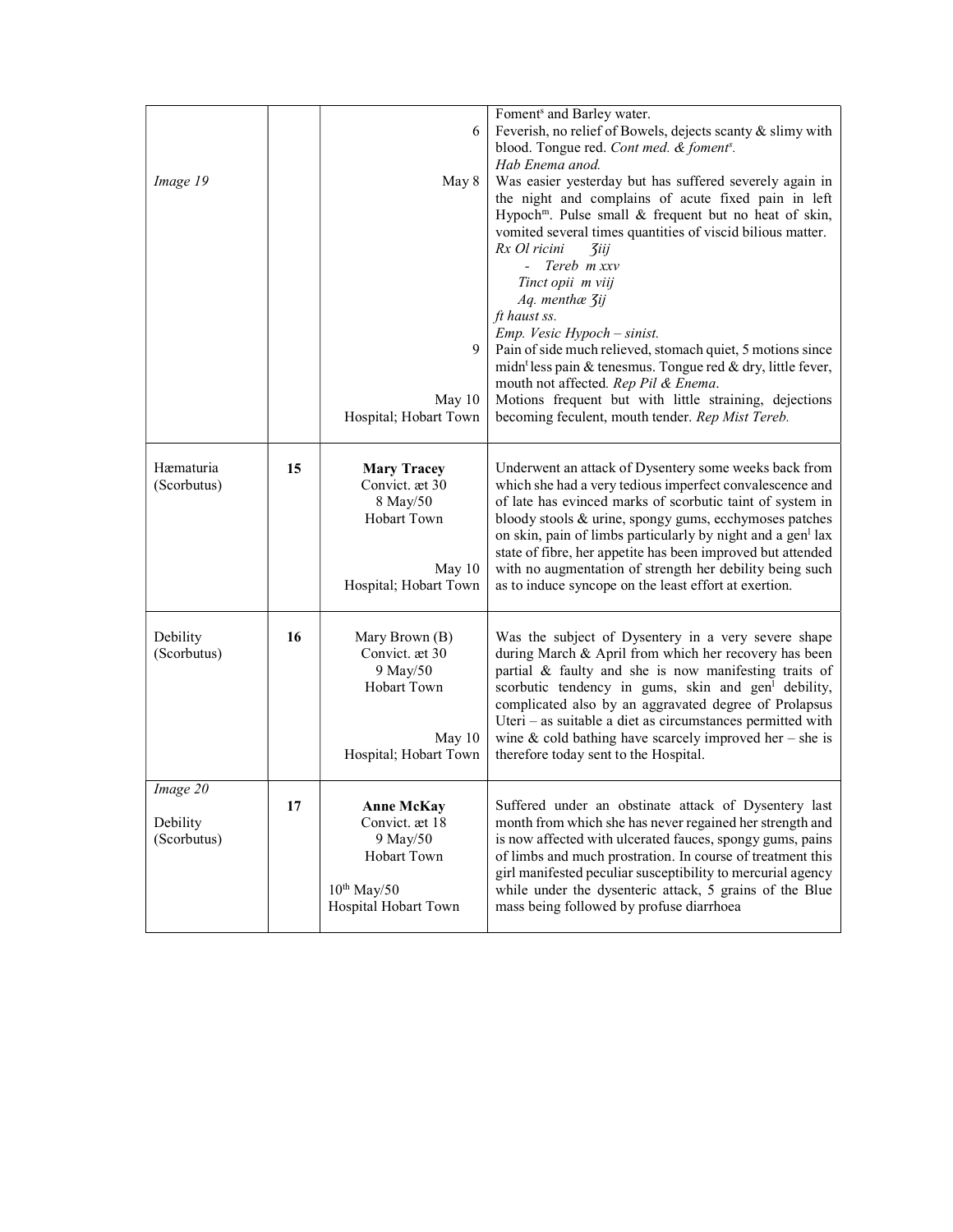| | | | |
|---|---|---|---|
| *Image 19* | | 6<br><br><br>May 8<br><br><br><br><br><br><br><br><br><br>9<br><br><br>May 10<br>Hospital; Hobart Town | Foment[s] and Barley water.<br>Feverish, no relief of Bowels, dejects scanty & slimy with blood. Tongue red. *Cont med. & foment[s].*<br>*Hab Enema anod.*<br>Was easier yesterday but has suffered severely again in the night and complains of acute fixed pain in left Hypoch[m]. Pulse small & frequent but no heat of skin, vomited several times quantities of viscid bilious matter.<br>*Rx Ol ricini ʒiij*<br>*- Tereb m xxv*<br>*Tinct opii m viij*<br>*Aq. menthæ ʒij*<br>*ft haust ss.*<br>*Emp. Vesic Hypoch – sinist.*<br>Pain of side much relieved, stomach quiet, 5 motions since midn[t] less pain & tenesmus. Tongue red & dry, little fever, mouth not affected. *Rep Pil & Enema*.<br>Motions frequent but with little straining, dejections becoming feculent, mouth tender. *Rep Mist Tereb.* |
| Hæmaturia (Scorbutus) | **15** | **Mary Tracey**<br>Convict. æt 30<br>8 May/50<br>Hobart Town<br><br>May 10<br>Hospital; Hobart Town | Underwent an attack of Dysentery some weeks back from which she had a very tedious imperfect convalescence and of late has evinced marks of scorbutic taint of system in bloody stools & urine, spongy gums, ecchymoses patches on skin, pain of limbs particularly by night and a gen[l] lax state of fibre, her appetite has been improved but attended with no augmentation of strength her debility being such as to induce syncope on the least effort at exertion. |
| Debility (Scorbutus) | **16** | Mary Brown (B)<br>Convict. æt 30<br>9 May/50<br>Hobart Town<br><br>May 10<br>Hospital; Hobart Town | Was the subject of Dysentery in a very severe shape during March & April from which her recovery has been partial & faulty and she is now manifesting traits of scorbutic tendency in gums, skin and gen[l] debility, complicated also by an aggravated degree of Prolapsus Uteri – as suitable a diet as circumstances permitted with wine & cold bathing have scarcely improved her – she is therefore today sent to the Hospital. |
| *Image 20*<br><br>Debility (Scorbutus) | **17** | **Anne McKay**<br>Convict. æt 18<br>9 May/50<br>Hobart Town<br><br>10[th] May/50<br>Hospital Hobart Town | Suffered under an obstinate attack of Dysentery last month from which she has never regained her strength and is now affected with ulcerated fauces, spongy gums, pains of limbs and much prostration. In course of treatment this girl manifested peculiar susceptibility to mercurial agency while under the dysenteric attack, 5 grains of the Blue mass being followed by profuse diarrhoea |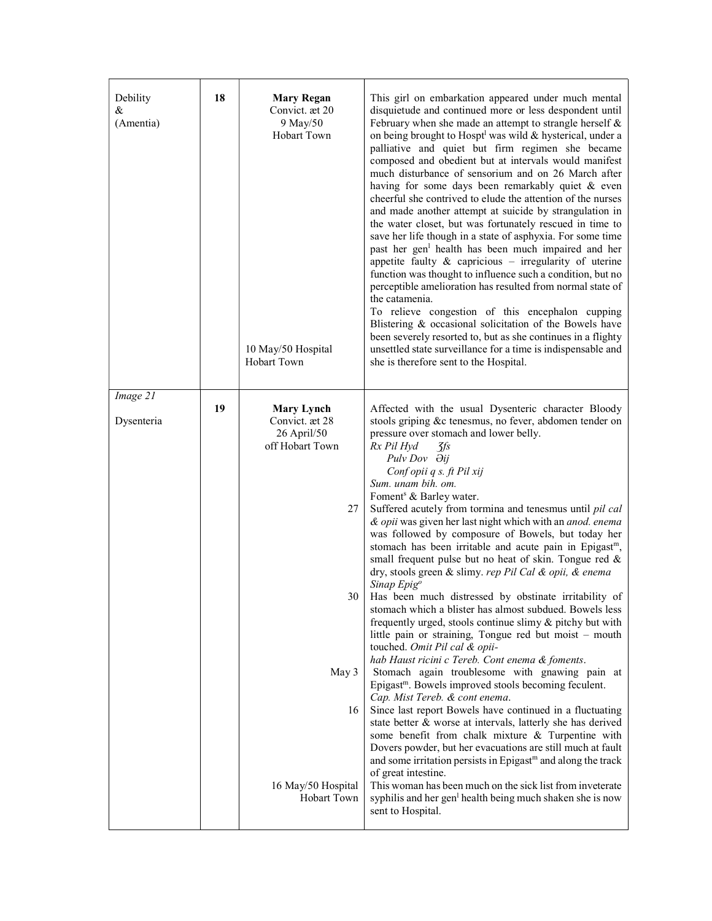| | | | |
|---|---|---|---|
| Debility<br>&<br>(Amentia) | **18** | **Mary Regan**<br>Convict. æt 20<br>9 May/50<br>Hobart Town<br><br><br><br><br><br><br><br><br><br><br><br><br><br><br><br>10 May/50 Hospital<br>Hobart Town | This girl on embarkation appeared under much mental disquietude and continued more or less despondent until February when she made an attempt to strangle herself & on being brought to Hospt[l] was wild & hysterical, under a palliative and quiet but firm regimen she became composed and obedient but at intervals would manifest much disturbance of sensorium and on 26 March after having for some days been remarkably quiet & even cheerful she contrived to elude the attention of the nurses and made another attempt at suicide by strangulation in the water closet, but was fortunately rescued in time to save her life though in a state of asphyxia. For some time past her gen[l] health has been much impaired and her appetite faulty & capricious – irregularity of uterine function was thought to influence such a condition, but no perceptible amelioration has resulted from normal state of the catamenia.<br>To relieve congestion of this encephalon cupping Blistering & occasional solicitation of the Bowels have been severely resorted to, but as she continues in a flighty unsettled state surveillance for a time is indispensable and she is therefore sent to the Hospital. |
| *Image 21*<br><br>Dysenteria | **19** | **Mary Lynch**<br>Convict. æt 28<br>26 April/50<br>off Hobart Town | Affected with the usual Dysenteric character Bloody stools griping &c tenesmus, no fever, abdomen tender on pressure over stomach and lower belly.<br>*Rx Pil Hyd ʒfs*<br>*Pulv Dov ∂ij*<br>*Conf opii q s. ft Pil xij*<br>*Sum. unam bih. om.*<br>Foment[s] & Barley water. |
| | | 27 | Suffered acutely from tormina and tenesmus until *pil cal & opii* was given her last night which with an *anod. enema* was followed by composure of Bowels, but today her stomach has been irritable and acute pain in Epigast[m], small frequent pulse but no heat of skin. Tongue red & dry, stools green & slimy. *rep Pil Cal & opii, & enema Sinap Epig[o]* |
| | | 30 | Has been much distressed by obstinate irritability of stomach which a blister has almost subdued. Bowels less frequently urged, stools continue slimy & pitchy but with little pain or straining, Tongue red but moist – mouth touched. *Omit Pil cal & opii- hab Haust ricini c Tereb. Cont enema & foments.* |
| | | May 3 | Stomach again troublesome with gnawing pain at Epigast[m]. Bowels improved stools becoming feculent. *Cap. Mist Tereb. & cont enema.* |
| | | 16 | Since last report Bowels have continued in a fluctuating state better & worse at intervals, latterly she has derived some benefit from chalk mixture & Turpentine with Dovers powder, but her evacuations are still much at fault and some irritation persists in Epigast[m] and along the track of great intestine. |
| | | 16 May/50 Hospital<br>Hobart Town | This woman has been much on the sick list from inveterate syphilis and her gen[l] health being much shaken she is now sent to Hospital. |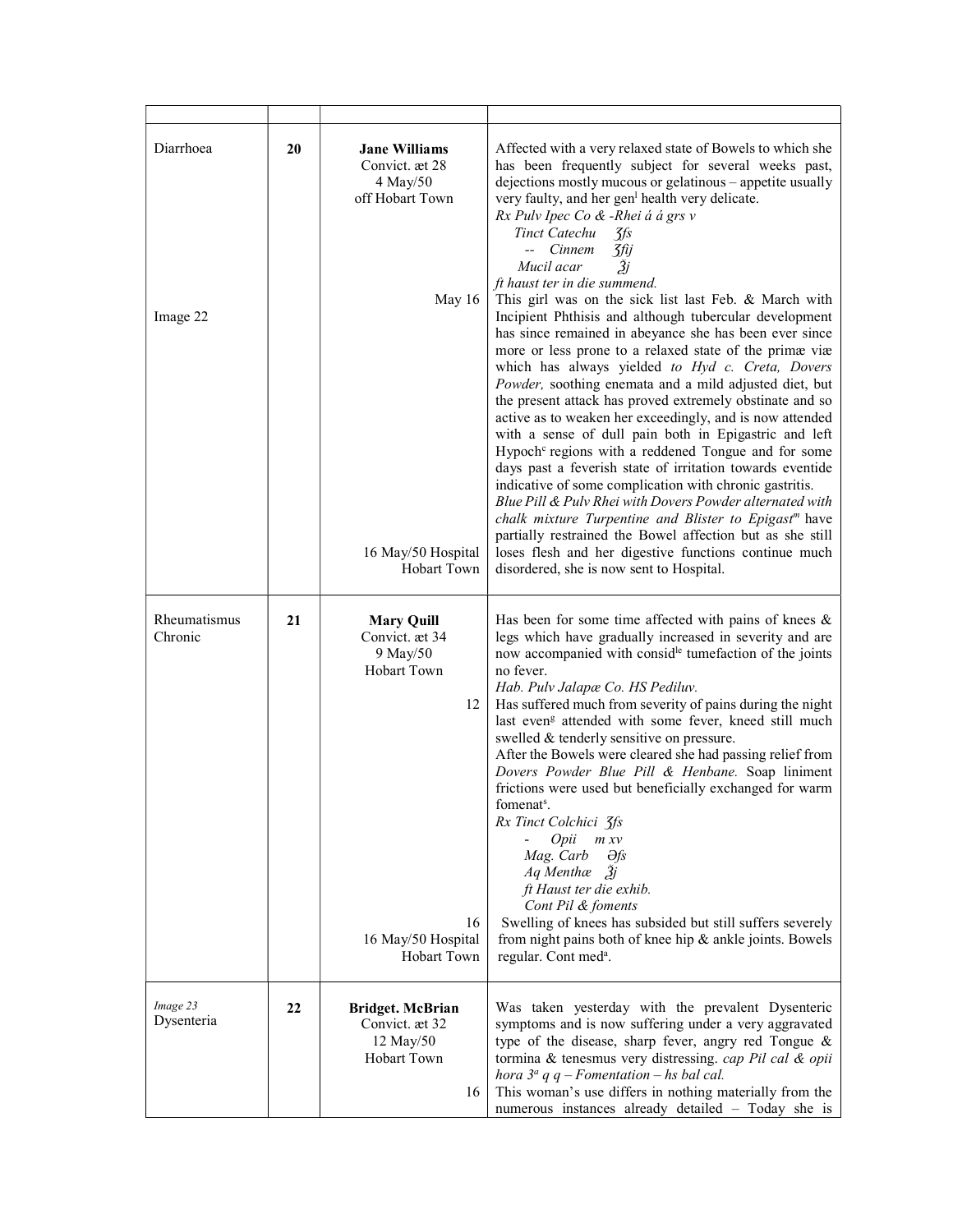| | | | |
|---|---|---|---|
| Diarrhoea<br><br><br><br><br><br><br><br>Image 22 | 20 | **Jane Williams**<br>Convict. æt 28<br>4 May/50<br>off Hobart Town<br><br><br><br><br><br>May 16<br><br><br><br><br><br><br><br><br><br><br><br><br><br>16 May/50 Hospital<br>Hobart Town | Affected with a very relaxed state of Bowels to which she has been frequently subject for several weeks past, dejections mostly mucous or gelatinous – appetite usually very faulty, and her gen[l] health very delicate.<br>*Rx Pulv Ipec Co & -Rhei á á grs v*<br>*Tinct Catechu ʒfs*<br>*-- Cinnem ʒfij*<br>*Mucil acar ℥j*<br>*ft haust ter in die summend.*<br>This girl was on the sick list last Feb. & March with Incipient Phthisis and although tubercular development has since remained in abeyance she has been ever since more or less prone to a relaxed state of the primæ viæ which has always yielded *to Hyd c. Creta, Dovers Powder,* soothing enemata and a mild adjusted diet, but the present attack has proved extremely obstinate and so active as to weaken her exceedingly, and is now attended with a sense of dull pain both in Epigastric and left Hypoch[c] regions with a reddened Tongue and for some days past a feverish state of irritation towards eventide indicative of some complication with chronic gastritis.<br>*Blue Pill & Pulv Rhei with Dovers Powder alternated with chalk mixture Turpentine and Blister to Epigast[m]* have partially restrained the Bowel affection but as she still loses flesh and her digestive functions continue much disordered, she is now sent to Hospital. |
| Rheumatismus Chronic | 21 | **Mary Quill**<br>Convict. æt 34<br>9 May/50<br>Hobart Town<br><br><br><br>12<br><br><br><br><br><br><br><br><br><br><br><br><br><br>16<br>16 May/50 Hospital<br>Hobart Town | Has been for some time affected with pains of knees & legs which have gradually increased in severity and are now accompanied with consid[le] tumefaction of the joints no fever.<br>*Hab. Pulv Jalapæ Co. HS Pediluv.*<br>Has suffered much from severity of pains during the night last even[g] attended with some fever, kneed still much swelled & tenderly sensitive on pressure.<br>After the Bowels were cleared she had passing relief from *Dovers Powder Blue Pill & Henbane.* Soap liniment frictions were used but beneficially exchanged for warm fomenat[s].<br>*Rx Tinct Colchici ʒfs*<br>*- Opii m xv*<br>*Mag. Carb ∂fs*<br>*Aq Menthæ ℥j*<br>*ft Haust ter die exhib.*<br>*Cont Pil & foments*<br>Swelling of knees has subsided but still suffers severely from night pains both of knee hip & ankle joints. Bowels regular. Cont med[a]. |
| *Image 23*<br>Dysenteria | 22 | **Bridget. McBrian**<br>Convict. æt 32<br>12 May/50<br>Hobart Town<br><br><br>16 | Was taken yesterday with the prevalent Dysenteric symptoms and is now suffering under a very aggravated type of the disease, sharp fever, angry red Tongue & tormina & tenesmus very distressing. *cap Pil cal & opii hora 3[a] q q – Fomentation – hs bal cal.*<br>This woman's use differs in nothing materially from the numerous instances already detailed – Today she is |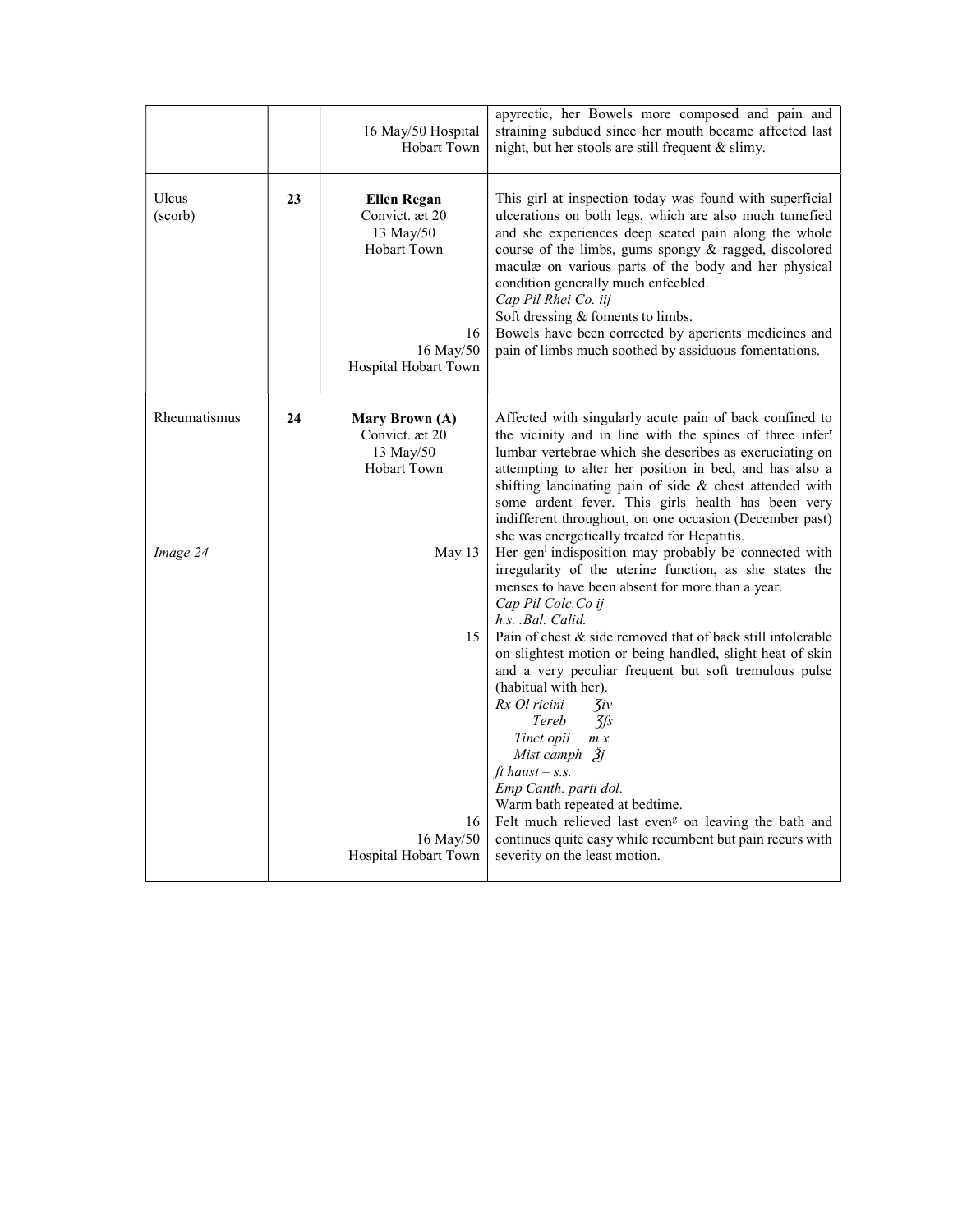| | | | |
|---|---|---|---|
| | | 16 May/50 Hospital Hobart Town | apyrectic, her Bowels more composed and pain and straining subdued since her mouth became affected last night, but her stools are still frequent & slimy. |
| Ulcus (scorb) | **23** | **Ellen Regan**<br>Convict. æt 20<br>13 May/50<br>Hobart Town | This girl at inspection today was found with superficial ulcerations on both legs, which are also much tumefied and she experiences deep seated pain along the whole course of the limbs, gums spongy & ragged, discolored maculæ on various parts of the body and her physical condition generally much enfeebled.<br>*Cap Pil Rhei Co. iij*<br>Soft dressing & foments to limbs. |
| | | 16<br>16 May/50<br>Hospital Hobart Town | Bowels have been corrected by aperients medicines and pain of limbs much soothed by assiduous fomentations. |
| Rheumatismus | **24** | **Mary Brown (A)**<br>Convict. æt 20<br>13 May/50<br>Hobart Town | Affected with singularly acute pain of back confined to the vicinity and in line with the spines of three infer[r] lumbar vertebrae which she describes as excruciating on attempting to alter her position in bed, and has also a shifting lancinating pain of side & chest attended with some ardent fever. This girls health has been very indifferent throughout, on one occasion (December past) she was energetically treated for Hepatitis. |
| *Image 24* | | May 13 | Her gen[l] indisposition may probably be connected with irregularity of the uterine function, as she states the menses to have been absent for more than a year.<br>*Cap Pil Colc.Co ij*<br>*h.s. .Bal. Calid.* |
| | | 15 | Pain of chest & side removed that of back still intolerable on slightest motion or being handled, slight heat of skin and a very peculiar frequent but soft tremulous pulse (habitual with her).<br>*Rx Ol ricini ʒiv*<br>*Tereb ʒfs*<br>*Tinct opii m x*<br>*Mist camph ℥j*<br>*ft haust – s.s.*<br>*Emp Canth. parti dol.*<br>Warm bath repeated at bedtime. |
| | | 16<br>16 May/50<br>Hospital Hobart Town | Felt much relieved last even[g] on leaving the bath and continues quite easy while recumbent but pain recurs with severity on the least motion. |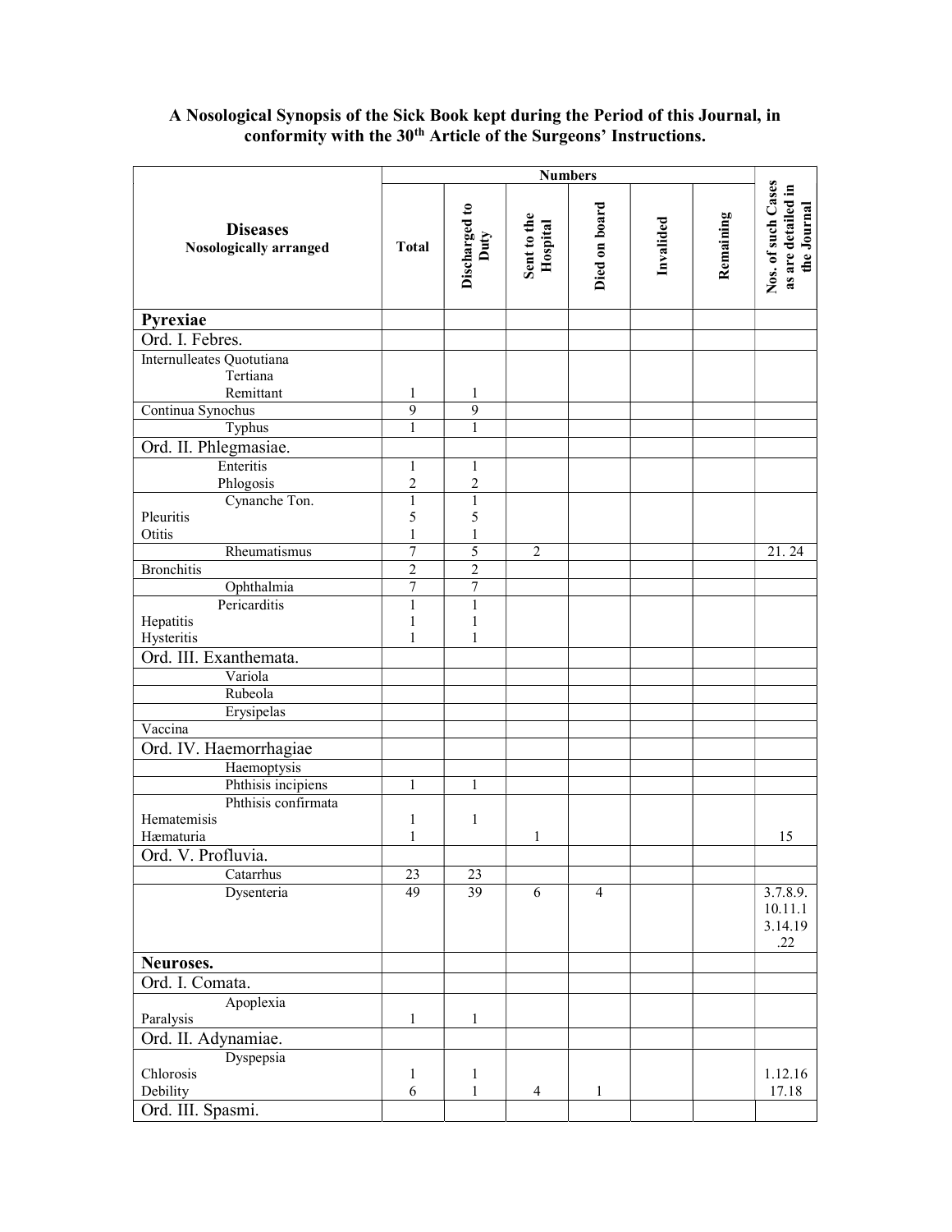**A Nosological Synopsis of the Sick Book kept during the Period of this Journal, in conformity with the 30th Article of the Surgeons' Instructions.**

| Diseases Nosologically arranged | Numbers | | | | | | Nos. of such Cases as are detailed in the Journal |
|---|---|---|---|---|---|---|---|
| | Total | Discharged to Duty | Sent to the Hospital | Died on board | Invalided | Remaining | |
| **Pyrexiae** | | | | | | | |
| Ord. I. Febres. | | | | | | | |
| Internulleates Quotutiana | | | | | | | |
| Tertiana | | | | | | | |
| Remittant | 1 | 1 | | | | | |
| Continua Synochus | 9 | 9 | | | | | |
| Typhus | 1 | 1 | | | | | |
| Ord. II. Phlegmasiae. | | | | | | | |
| Enteritis | 1 | 1 | | | | | |
| Phlogosis | 2 | 2 | | | | | |
| Cynanche Ton. | 1 | 1 | | | | | |
| Pleuritis | 5 | 5 | | | | | |
| Otitis | 1 | 1 | | | | | |
| Rheumatismus | 7 | 5 | 2 | | | | 21. 24 |
| Bronchitis | 2 | 2 | | | | | |
| Ophthalmia | 7 | 7 | | | | | |
| Pericarditis | 1 | 1 | | | | | |
| Hepatitis | 1 | 1 | | | | | |
| Hysteritis | 1 | 1 | | | | | |
| Ord. III. Exanthemata. | | | | | | | |
| Variola | | | | | | | |
| Rubeola | | | | | | | |
| Erysipelas | | | | | | | |
| Vaccina | | | | | | | |
| Ord. IV. Haemorrhagiae | | | | | | | |
| Haemoptysis | | | | | | | |
| Phthisis incipiens | 1 | 1 | | | | | |
| Phthisis confirmata | | | | | | | |
| Hematemisis | 1 | 1 | | | | | |
| Hæmaturia | 1 | | 1 | | | | 15 |
| Ord. V. Profluvia. | | | | | | | |
| Catarrhus | 23 | 23 | | | | | |
| Dysenteria | 49 | 39 | 6 | 4 | | | 3.7.8.9. 10.11.13.14.19 .22 |
| **Neuroses.** | | | | | | | |
| Ord. I. Comata. | | | | | | | |
| Apoplexia | | | | | | | |
| Paralysis | 1 | 1 | | | | | |
| Ord. II. Adynamiae. | | | | | | | |
| Dyspepsia | | | | | | | |
| Chlorosis | 1 | 1 | | | | | 1.12.16 |
| Debility | 6 | 1 | 4 | 1 | | | 17.18 |
| Ord. III. Spasmi. | | | | | | | |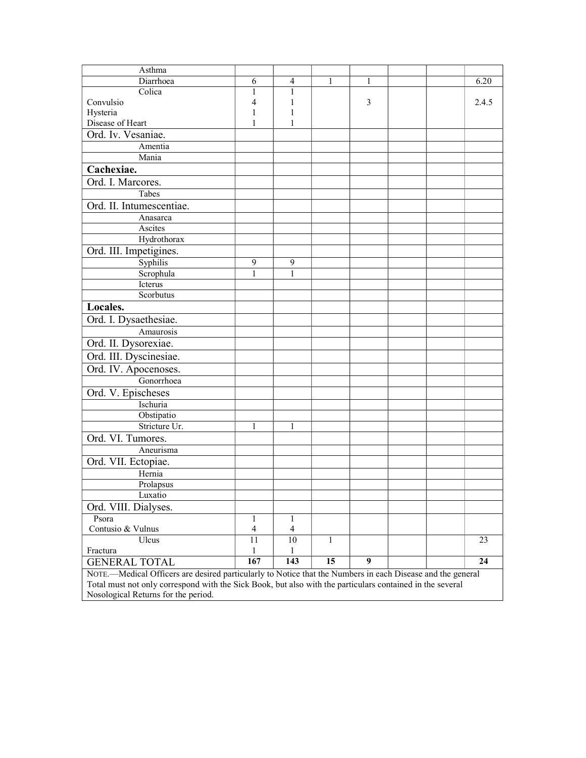| | | | | | | | |
|---|---|---|---|---|---|---|---|
| Asthma | | | | | | | |
| Diarrhoea | 6 | 4 | 1 | 1 | | | 6.20 |
| Colica | 1 | 1 | | | | | |
| Convulsio | 4 | 1 | | 3 | | | 2.4.5 |
| Hysteria | 1 | 1 | | | | | |
| Disease of Heart | 1 | 1 | | | | | |
| Ord. Iv. Vesaniae. | | | | | | | |
| Amentia | | | | | | | |
| Mania | | | | | | | |
| **Cachexiae.** | | | | | | | |
| Ord. I. Marcores. | | | | | | | |
| Tabes | | | | | | | |
| Ord. II. Intumescentiae. | | | | | | | |
| Anasarca | | | | | | | |
| Ascites | | | | | | | |
| Hydrothorax | | | | | | | |
| Ord. III. Impetigines. | | | | | | | |
| Syphilis | 9 | 9 | | | | | |
| Scrophula | 1 | 1 | | | | | |
| Icterus | | | | | | | |
| Scorbutus | | | | | | | |
| **Locales.** | | | | | | | |
| Ord. I. Dysaethesiae. | | | | | | | |
| Amaurosis | | | | | | | |
| Ord. II. Dysorexiae. | | | | | | | |
| Ord. III. Dyscinesiae. | | | | | | | |
| Ord. IV. Apocenoses. | | | | | | | |
| Gonorrhoea | | | | | | | |
| Ord. V. Epischeses | | | | | | | |
| Ischuria | | | | | | | |
| Obstipatio | | | | | | | |
| Stricture Ur. | 1 | 1 | | | | | |
| Ord. VI. Tumores. | | | | | | | |
| Aneurisma | | | | | | | |
| Ord. VII. Ectopiae. | | | | | | | |
| Hernia | | | | | | | |
| Prolapsus | | | | | | | |
| Luxatio | | | | | | | |
| Ord. VIII. Dialyses. | | | | | | | |
| Psora | 1 | 1 | | | | | |
| Contusio & Vulnus | 4 | 4 | | | | | |
| Ulcus | 11 | 10 | 1 | | | | 23 |
| Fractura | 1 | 1 | | | | | |
| GENERAL TOTAL | **167** | **143** | **15** | **9** | | | **24** |

NOTE.—Medical Officers are desired particularly to Notice that the Numbers in each Disease and the general Total must not only correspond with the Sick Book, but also with the particulars contained in the several Nosological Returns for the period.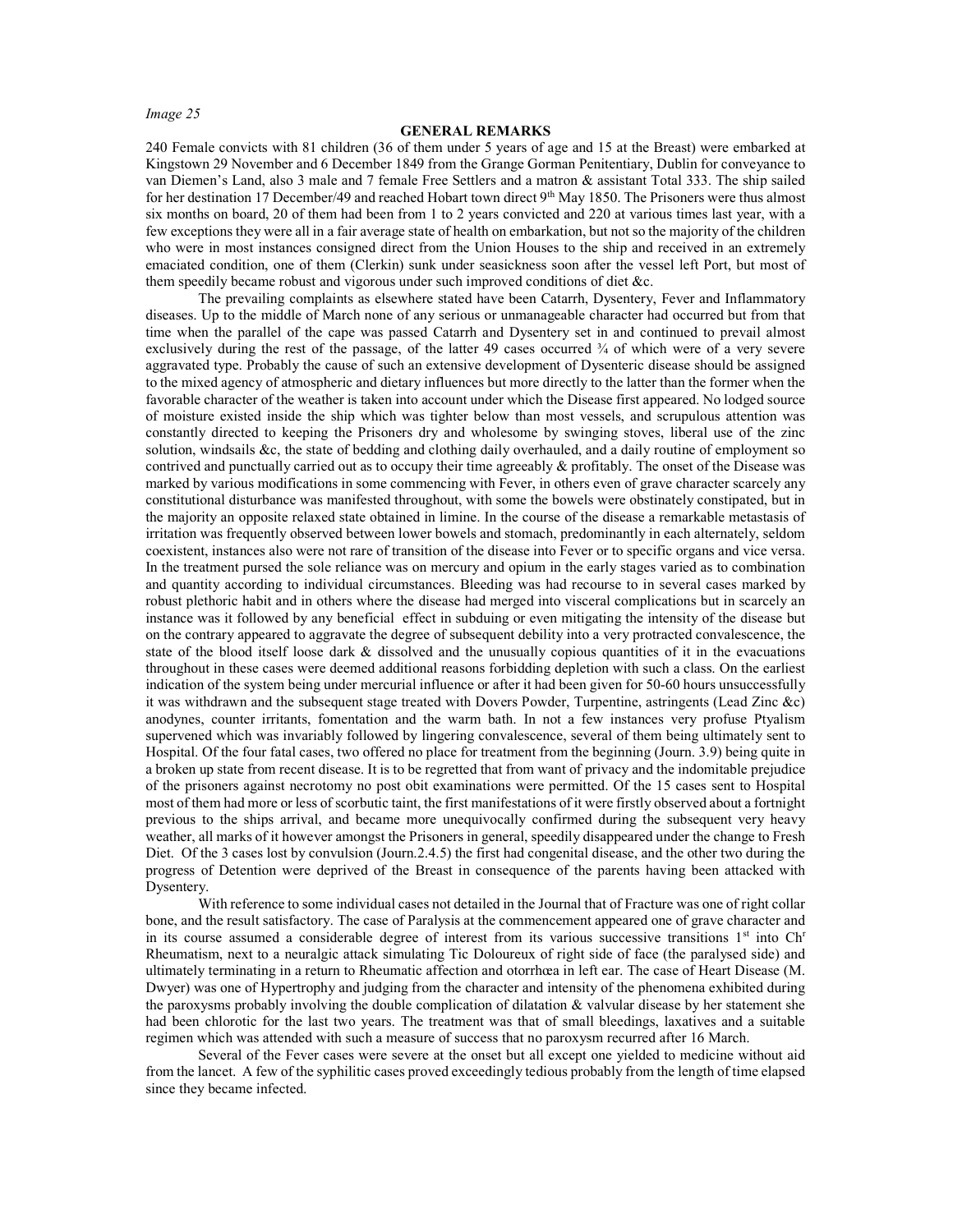*Image 25*

## GENERAL REMARKS

240 Female convicts with 81 children (36 of them under 5 years of age and 15 at the Breast) were embarked at Kingstown 29 November and 6 December 1849 from the Grange Gorman Penitentiary, Dublin for conveyance to van Diemen's Land, also 3 male and 7 female Free Settlers and a matron & assistant Total 333. The ship sailed for her destination 17 December/49 and reached Hobart town direct 9th May 1850. The Prisoners were thus almost six months on board, 20 of them had been from 1 to 2 years convicted and 220 at various times last year, with a few exceptions they were all in a fair average state of health on embarkation, but not so the majority of the children who were in most instances consigned direct from the Union Houses to the ship and received in an extremely emaciated condition, one of them (Clerkin) sunk under seasickness soon after the vessel left Port, but most of them speedily became robust and vigorous under such improved conditions of diet &c.

The prevailing complaints as elsewhere stated have been Catarrh, Dysentery, Fever and Inflammatory diseases. Up to the middle of March none of any serious or unmanageable character had occurred but from that time when the parallel of the cape was passed Catarrh and Dysentery set in and continued to prevail almost exclusively during the rest of the passage, of the latter 49 cases occurred ¾ of which were of a very severe aggravated type. Probably the cause of such an extensive development of Dysenteric disease should be assigned to the mixed agency of atmospheric and dietary influences but more directly to the latter than the former when the favorable character of the weather is taken into account under which the Disease first appeared. No lodged source of moisture existed inside the ship which was tighter below than most vessels, and scrupulous attention was constantly directed to keeping the Prisoners dry and wholesome by swinging stoves, liberal use of the zinc solution, windsails &c, the state of bedding and clothing daily overhauled, and a daily routine of employment so contrived and punctually carried out as to occupy their time agreeably & profitably. The onset of the Disease was marked by various modifications in some commencing with Fever, in others even of grave character scarcely any constitutional disturbance was manifested throughout, with some the bowels were obstinately constipated, but in the majority an opposite relaxed state obtained in limine. In the course of the disease a remarkable metastasis of irritation was frequently observed between lower bowels and stomach, predominantly in each alternately, seldom coexistent, instances also were not rare of transition of the disease into Fever or to specific organs and vice versa. In the treatment pursed the sole reliance was on mercury and opium in the early stages varied as to combination and quantity according to individual circumstances. Bleeding was had recourse to in several cases marked by robust plethoric habit and in others where the disease had merged into visceral complications but in scarcely an instance was it followed by any beneficial effect in subduing or even mitigating the intensity of the disease but on the contrary appeared to aggravate the degree of subsequent debility into a very protracted convalescence, the state of the blood itself loose dark & dissolved and the unusually copious quantities of it in the evacuations throughout in these cases were deemed additional reasons forbidding depletion with such a class. On the earliest indication of the system being under mercurial influence or after it had been given for 50-60 hours unsuccessfully it was withdrawn and the subsequent stage treated with Dovers Powder, Turpentine, astringents (Lead Zinc &c) anodynes, counter irritants, fomentation and the warm bath. In not a few instances very profuse Ptyalism supervened which was invariably followed by lingering convalescence, several of them being ultimately sent to Hospital. Of the four fatal cases, two offered no place for treatment from the beginning (Journ. 3.9) being quite in a broken up state from recent disease. It is to be regretted that from want of privacy and the indomitable prejudice of the prisoners against necrotomy no post obit examinations were permitted. Of the 15 cases sent to Hospital most of them had more or less of scorbutic taint, the first manifestations of it were firstly observed about a fortnight previous to the ships arrival, and became more unequivocally confirmed during the subsequent very heavy weather, all marks of it however amongst the Prisoners in general, speedily disappeared under the change to Fresh Diet. Of the 3 cases lost by convulsion (Journ.2.4.5) the first had congenital disease, and the other two during the progress of Detention were deprived of the Breast in consequence of the parents having been attacked with Dysentery.

With reference to some individual cases not detailed in the Journal that of Fracture was one of right collar bone, and the result satisfactory. The case of Paralysis at the commencement appeared one of grave character and in its course assumed a considerable degree of interest from its various successive transitions 1st into Chr Rheumatism, next to a neuralgic attack simulating Tic Doloureux of right side of face (the paralysed side) and ultimately terminating in a return to Rheumatic affection and otorrhœa in left ear. The case of Heart Disease (M. Dwyer) was one of Hypertrophy and judging from the character and intensity of the phenomena exhibited during the paroxysms probably involving the double complication of dilatation & valvular disease by her statement she had been chlorotic for the last two years. The treatment was that of small bleedings, laxatives and a suitable regimen which was attended with such a measure of success that no paroxysm recurred after 16 March.

Several of the Fever cases were severe at the onset but all except one yielded to medicine without aid from the lancet. A few of the syphilitic cases proved exceedingly tedious probably from the length of time elapsed since they became infected.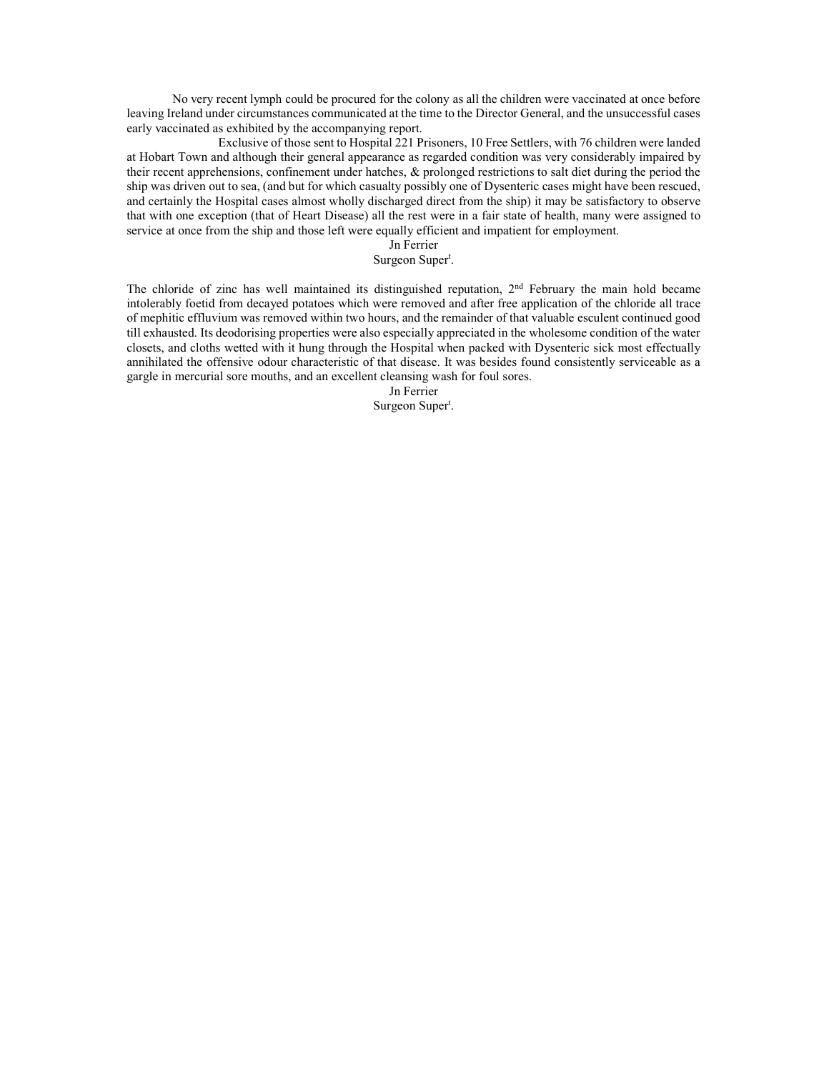No very recent lymph could be procured for the colony as all the children were vaccinated at once before leaving Ireland under circumstances communicated at the time to the Director General, and the unsuccessful cases early vaccinated as exhibited by the accompanying report.

Exclusive of those sent to Hospital 221 Prisoners, 10 Free Settlers, with 76 children were landed at Hobart Town and although their general appearance as regarded condition was very considerably impaired by their recent apprehensions, confinement under hatches, & prolonged restrictions to salt diet during the period the ship was driven out to sea, (and but for which casualty possibly one of Dysenteric cases might have been rescued, and certainly the Hospital cases almost wholly discharged direct from the ship) it may be satisfactory to observe that with one exception (that of Heart Disease) all the rest were in a fair state of health, many were assigned to service at once from the ship and those left were equally efficient and impatient for employment.

Jn Ferrier
Surgeon Super[t].

The chloride of zinc has well maintained its distinguished reputation, 2[nd] February the main hold became intolerably foetid from decayed potatoes which were removed and after free application of the chloride all trace of mephitic effluvium was removed within two hours, and the remainder of that valuable esculent continued good till exhausted. Its deodorising properties were also especially appreciated in the wholesome condition of the water closets, and cloths wetted with it hung through the Hospital when packed with Dysenteric sick most effectually annihilated the offensive odour characteristic of that disease. It was besides found consistently serviceable as a gargle in mercurial sore mouths, and an excellent cleansing wash for foul sores.

Jn Ferrier
Surgeon Super[t].